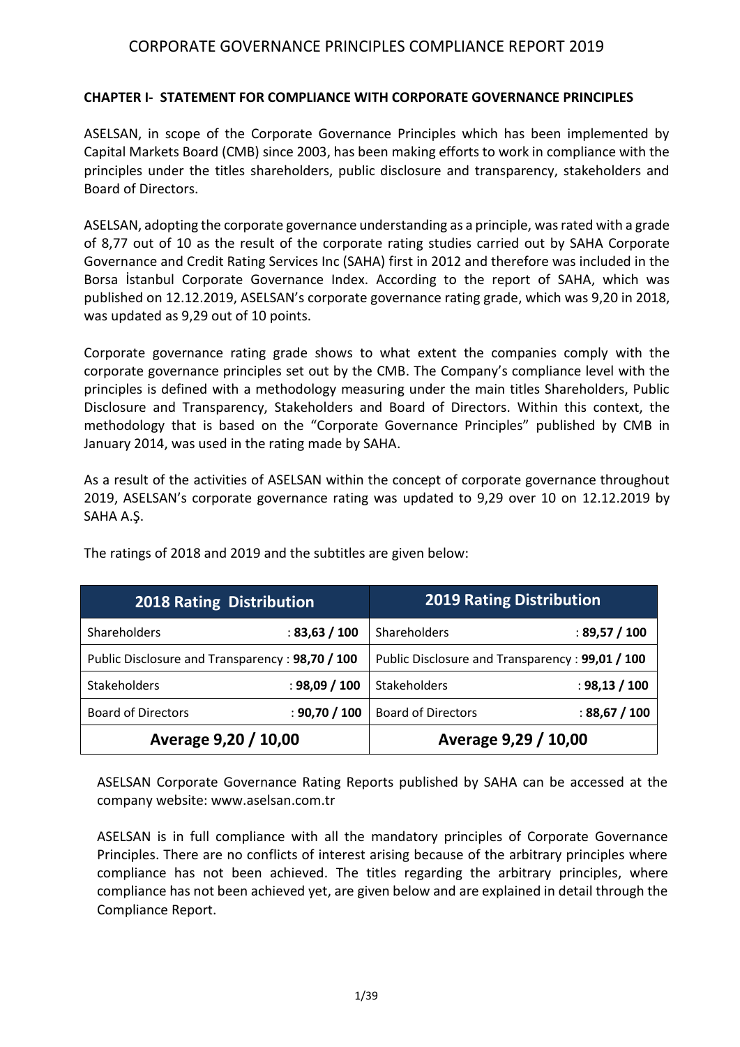# CORPORATE GOVERNANCE PRINCIPLES COMPLIANCE REPORT 2019

## CHAPTER I- STATEMENT FOR COMPLIANCE WITH CORPORATE GOVERNANCE PRINCIPLES

ASELSAN, in scope of the Corporate Governance Principles which has been implemented by Capital Markets Board (CMB) since 2003, has been making efforts to work in compliance with the principles under the titles shareholders, public disclosure and transparency, stakeholders and Board of Directors.

ASELSAN, adopting the corporate governance understanding as a principle, was rated with a grade of 8,77 out of 10 as the result of the corporate rating studies carried out by SAHA Corporate Governance and Credit Rating Services Inc (SAHA) first in 2012 and therefore was included in the Borsa İstanbul Corporate Governance Index. According to the report of SAHA, which was published on 12.12.2019, ASELSAN's corporate governance rating grade, which was 9,20 in 2018, was updated as 9,29 out of 10 points.

Corporate governance rating grade shows to what extent the companies comply with the corporate governance principles set out by the CMB. The Company's compliance level with the principles is defined with a methodology measuring under the main titles Shareholders, Public Disclosure and Transparency, Stakeholders and Board of Directors. Within this context, the methodology that is based on the "Corporate Governance Principles" published by CMB in January 2014, was used in the rating made by SAHA.

As a result of the activities of ASELSAN within the concept of corporate governance throughout 2019, ASELSAN's corporate governance rating was updated to 9,29 over 10 on 12.12.2019 by SAHA A.Ş.

The ratings of 2018 and 2019 and the subtitles are given below:

| 2018 Rating Distribution | | 2019 Rating Distribution | |
|---|---|---|---|
| Shareholders | : **83,63 / 100** | Shareholders | : **89,57 / 100** |
| Public Disclosure and Transparency | : **98,70 / 100** | Public Disclosure and Transparency | : **99,01 / 100** |
| Stakeholders | : **98,09 / 100** | Stakeholders | : **98,13 / 100** |
| Board of Directors | : **90,70 / 100** | Board of Directors | : **88,67 / 100** |
| **Average 9,20 / 10,00** | | **Average 9,29 / 10,00** | |

ASELSAN Corporate Governance Rating Reports published by SAHA can be accessed at the company website: www.aselsan.com.tr

ASELSAN is in full compliance with all the mandatory principles of Corporate Governance Principles. There are no conflicts of interest arising because of the arbitrary principles where compliance has not been achieved. The titles regarding the arbitrary principles, where compliance has not been achieved yet, are given below and are explained in detail through the Compliance Report.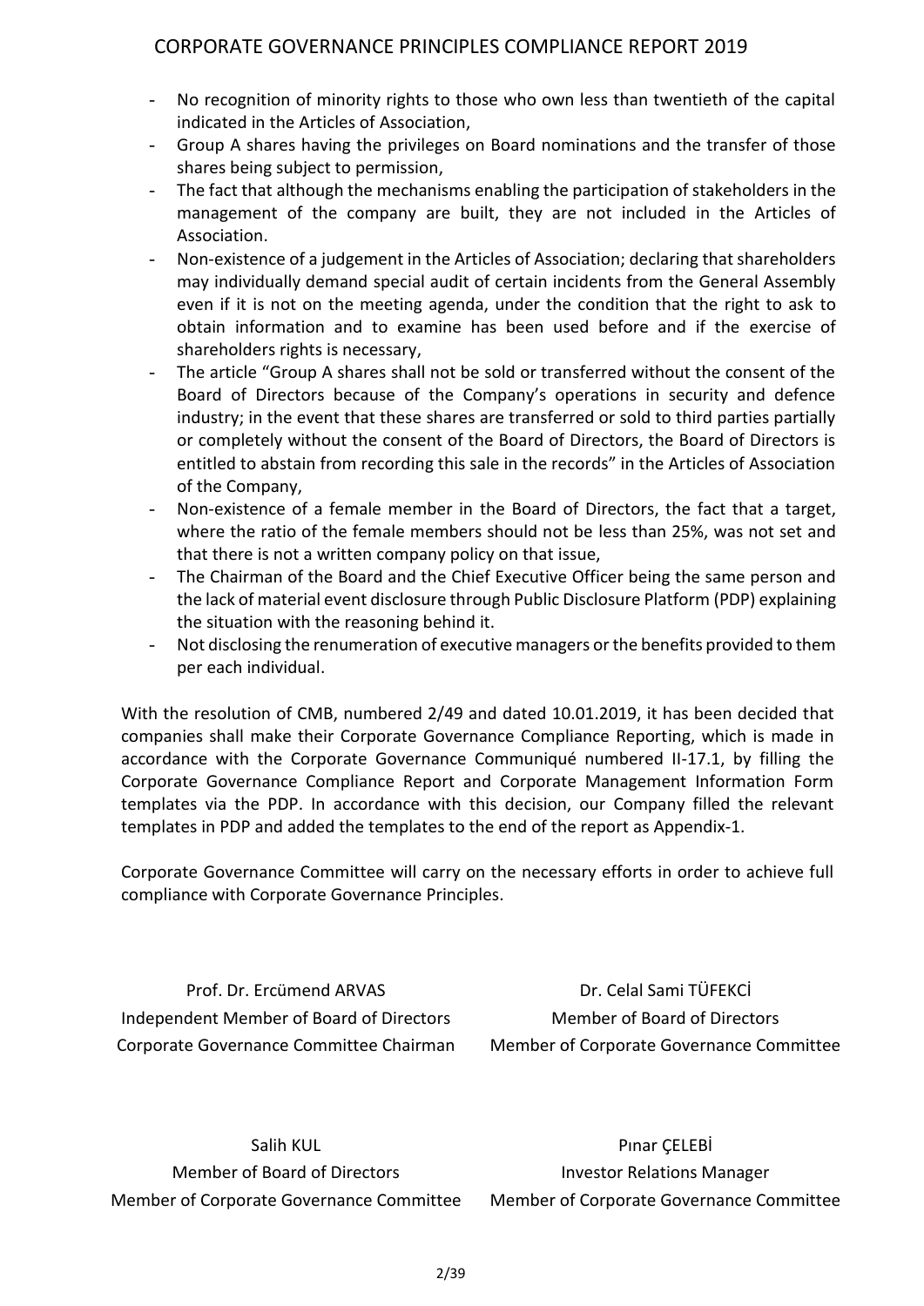- No recognition of minority rights to those who own less than twentieth of the capital indicated in the Articles of Association,
- Group A shares having the privileges on Board nominations and the transfer of those shares being subject to permission,
- The fact that although the mechanisms enabling the participation of stakeholders in the management of the company are built, they are not included in the Articles of Association.
- Non-existence of a judgement in the Articles of Association; declaring that shareholders may individually demand special audit of certain incidents from the General Assembly even if it is not on the meeting agenda, under the condition that the right to ask to obtain information and to examine has been used before and if the exercise of shareholders rights is necessary,
- The article "Group A shares shall not be sold or transferred without the consent of the Board of Directors because of the Company's operations in security and defence industry; in the event that these shares are transferred or sold to third parties partially or completely without the consent of the Board of Directors, the Board of Directors is entitled to abstain from recording this sale in the records" in the Articles of Association of the Company,
- Non-existence of a female member in the Board of Directors, the fact that a target, where the ratio of the female members should not be less than 25%, was not set and that there is not a written company policy on that issue,
- The Chairman of the Board and the Chief Executive Officer being the same person and the lack of material event disclosure through Public Disclosure Platform (PDP) explaining the situation with the reasoning behind it.
- Not disclosing the renumeration of executive managers or the benefits provided to them per each individual.

With the resolution of CMB, numbered 2/49 and dated 10.01.2019, it has been decided that companies shall make their Corporate Governance Compliance Reporting, which is made in accordance with the Corporate Governance Communiqué numbered II-17.1, by filling the Corporate Governance Compliance Report and Corporate Management Information Form templates via the PDP. In accordance with this decision, our Company filled the relevant templates in PDP and added the templates to the end of the report as Appendix-1.

Corporate Governance Committee will carry on the necessary efforts in order to achieve full compliance with Corporate Governance Principles.

Prof. Dr. Ercümend ARVAS
Independent Member of Board of Directors
Corporate Governance Committee Chairman

Dr. Celal Sami TÜFEKCİ
Member of Board of Directors
Member of Corporate Governance Committee

Salih KUL
Member of Board of Directors
Member of Corporate Governance Committee

Pınar ÇELEBİ
Investor Relations Manager
Member of Corporate Governance Committee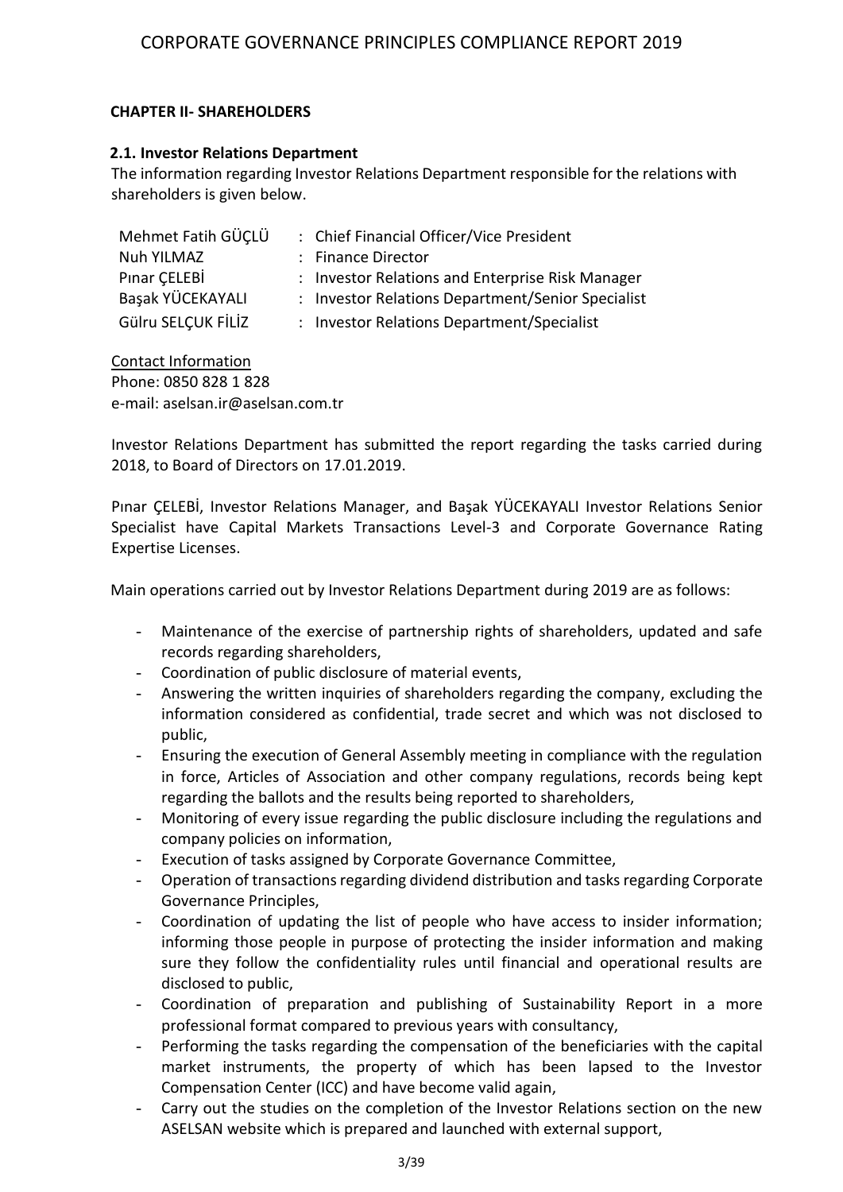## CHAPTER II- SHAREHOLDERS

### 2.1. Investor Relations Department

The information regarding Investor Relations Department responsible for the relations with shareholders is given below.

| | |
|---|---|
| Mehmet Fatih GÜÇLÜ | : Chief Financial Officer/Vice President |
| Nuh YILMAZ | : Finance Director |
| Pınar ÇELEBİ | : Investor Relations and Enterprise Risk Manager |
| Başak YÜCEKAYALI | : Investor Relations Department/Senior Specialist |
| Gülru SELÇUK FİLİZ | : Investor Relations Department/Specialist |

Contact Information
Phone: 0850 828 1 828
e-mail: aselsan.ir@aselsan.com.tr

Investor Relations Department has submitted the report regarding the tasks carried during 2018, to Board of Directors on 17.01.2019.

Pınar ÇELEBİ, Investor Relations Manager, and Başak YÜCEKAYALI Investor Relations Senior Specialist have Capital Markets Transactions Level-3 and Corporate Governance Rating Expertise Licenses.

Main operations carried out by Investor Relations Department during 2019 are as follows:

- Maintenance of the exercise of partnership rights of shareholders, updated and safe records regarding shareholders,
- Coordination of public disclosure of material events,
- Answering the written inquiries of shareholders regarding the company, excluding the information considered as confidential, trade secret and which was not disclosed to public,
- Ensuring the execution of General Assembly meeting in compliance with the regulation in force, Articles of Association and other company regulations, records being kept regarding the ballots and the results being reported to shareholders,
- Monitoring of every issue regarding the public disclosure including the regulations and company policies on information,
- Execution of tasks assigned by Corporate Governance Committee,
- Operation of transactions regarding dividend distribution and tasks regarding Corporate Governance Principles,
- Coordination of updating the list of people who have access to insider information; informing those people in purpose of protecting the insider information and making sure they follow the confidentiality rules until financial and operational results are disclosed to public,
- Coordination of preparation and publishing of Sustainability Report in a more professional format compared to previous years with consultancy,
- Performing the tasks regarding the compensation of the beneficiaries with the capital market instruments, the property of which has been lapsed to the Investor Compensation Center (ICC) and have become valid again,
- Carry out the studies on the completion of the Investor Relations section on the new ASELSAN website which is prepared and launched with external support,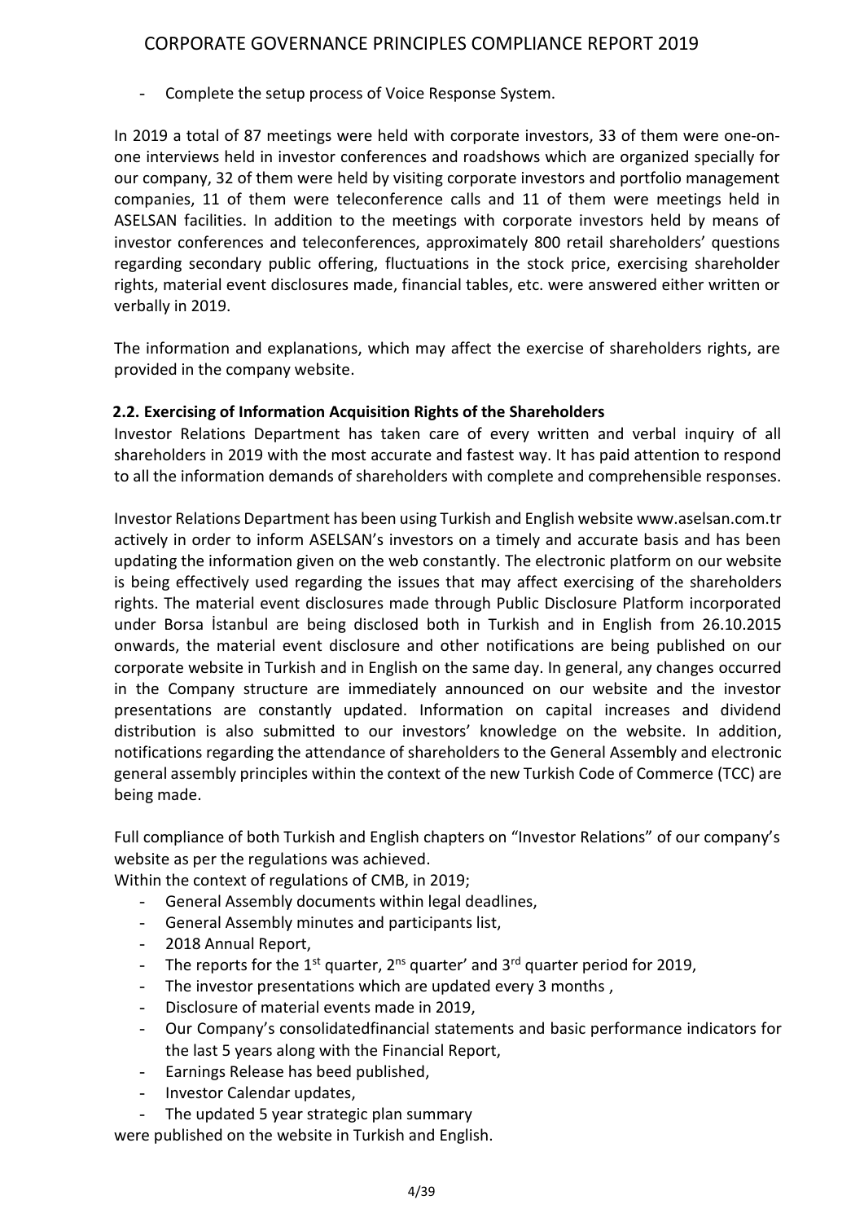- Complete the setup process of Voice Response System.

In 2019 a total of 87 meetings were held with corporate investors, 33 of them were one-on-one interviews held in investor conferences and roadshows which are organized specially for our company, 32 of them were held by visiting corporate investors and portfolio management companies, 11 of them were teleconference calls and 11 of them were meetings held in ASELSAN facilities. In addition to the meetings with corporate investors held by means of investor conferences and teleconferences, approximately 800 retail shareholders' questions regarding secondary public offering, fluctuations in the stock price, exercising shareholder rights, material event disclosures made, financial tables, etc. were answered either written or verbally in 2019.

The information and explanations, which may affect the exercise of shareholders rights, are provided in the company website.

### 2.2. Exercising of Information Acquisition Rights of the Shareholders

Investor Relations Department has taken care of every written and verbal inquiry of all shareholders in 2019 with the most accurate and fastest way. It has paid attention to respond to all the information demands of shareholders with complete and comprehensible responses.

Investor Relations Department has been using Turkish and English website www.aselsan.com.tr actively in order to inform ASELSAN's investors on a timely and accurate basis and has been updating the information given on the web constantly. The electronic platform on our website is being effectively used regarding the issues that may affect exercising of the shareholders rights. The material event disclosures made through Public Disclosure Platform incorporated under Borsa İstanbul are being disclosed both in Turkish and in English from 26.10.2015 onwards, the material event disclosure and other notifications are being published on our corporate website in Turkish and in English on the same day. In general, any changes occurred in the Company structure are immediately announced on our website and the investor presentations are constantly updated. Information on capital increases and dividend distribution is also submitted to our investors' knowledge on the website. In addition, notifications regarding the attendance of shareholders to the General Assembly and electronic general assembly principles within the context of the new Turkish Code of Commerce (TCC) are being made.

Full compliance of both Turkish and English chapters on "Investor Relations" of our company's website as per the regulations was achieved.

Within the context of regulations of CMB, in 2019;

- General Assembly documents within legal deadlines,
- General Assembly minutes and participants list,
- 2018 Annual Report,
- The reports for the 1st quarter, 2ns quarter' and 3rd quarter period for 2019,
- The investor presentations which are updated every 3 months ,
- Disclosure of material events made in 2019,
- Our Company's consolidatedfinancial statements and basic performance indicators for the last 5 years along with the Financial Report,
- Earnings Release has beed published,
- Investor Calendar updates,
- The updated 5 year strategic plan summary

were published on the website in Turkish and English.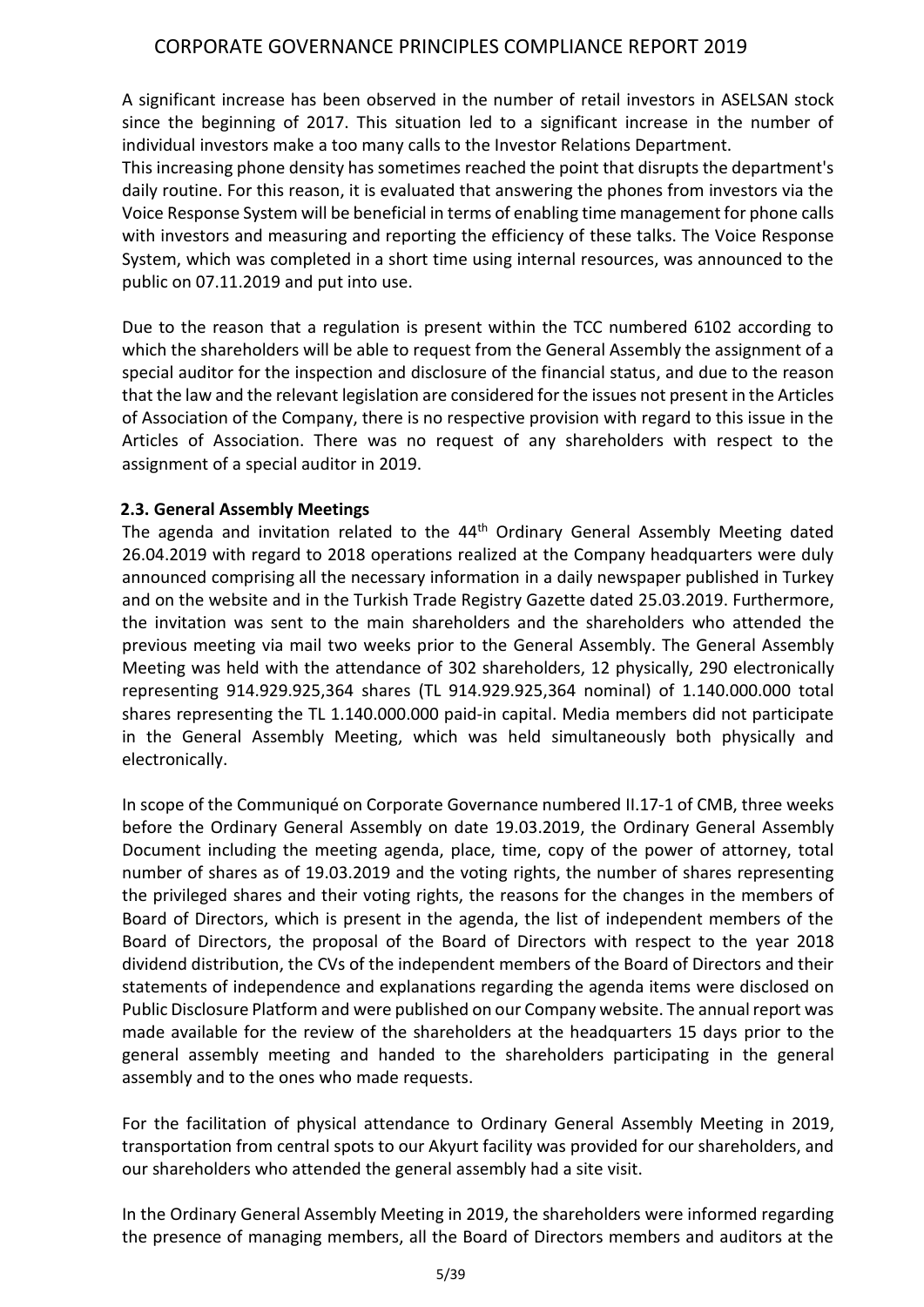A significant increase has been observed in the number of retail investors in ASELSAN stock since the beginning of 2017. This situation led to a significant increase in the number of individual investors make a too many calls to the Investor Relations Department.

This increasing phone density has sometimes reached the point that disrupts the department's daily routine. For this reason, it is evaluated that answering the phones from investors via the Voice Response System will be beneficial in terms of enabling time management for phone calls with investors and measuring and reporting the efficiency of these talks. The Voice Response System, which was completed in a short time using internal resources, was announced to the public on 07.11.2019 and put into use.

Due to the reason that a regulation is present within the TCC numbered 6102 according to which the shareholders will be able to request from the General Assembly the assignment of a special auditor for the inspection and disclosure of the financial status, and due to the reason that the law and the relevant legislation are considered for the issues not present in the Articles of Association of the Company, there is no respective provision with regard to this issue in the Articles of Association. There was no request of any shareholders with respect to the assignment of a special auditor in 2019.

### 2.3. General Assembly Meetings

The agenda and invitation related to the 44th Ordinary General Assembly Meeting dated 26.04.2019 with regard to 2018 operations realized at the Company headquarters were duly announced comprising all the necessary information in a daily newspaper published in Turkey and on the website and in the Turkish Trade Registry Gazette dated 25.03.2019. Furthermore, the invitation was sent to the main shareholders and the shareholders who attended the previous meeting via mail two weeks prior to the General Assembly. The General Assembly Meeting was held with the attendance of 302 shareholders, 12 physically, 290 electronically representing 914.929.925,364 shares (TL 914.929.925,364 nominal) of 1.140.000.000 total shares representing the TL 1.140.000.000 paid-in capital. Media members did not participate in the General Assembly Meeting, which was held simultaneously both physically and electronically.

In scope of the Communiqué on Corporate Governance numbered II.17-1 of CMB, three weeks before the Ordinary General Assembly on date 19.03.2019, the Ordinary General Assembly Document including the meeting agenda, place, time, copy of the power of attorney, total number of shares as of 19.03.2019 and the voting rights, the number of shares representing the privileged shares and their voting rights, the reasons for the changes in the members of Board of Directors, which is present in the agenda, the list of independent members of the Board of Directors, the proposal of the Board of Directors with respect to the year 2018 dividend distribution, the CVs of the independent members of the Board of Directors and their statements of independence and explanations regarding the agenda items were disclosed on Public Disclosure Platform and were published on our Company website. The annual report was made available for the review of the shareholders at the headquarters 15 days prior to the general assembly meeting and handed to the shareholders participating in the general assembly and to the ones who made requests.

For the facilitation of physical attendance to Ordinary General Assembly Meeting in 2019, transportation from central spots to our Akyurt facility was provided for our shareholders, and our shareholders who attended the general assembly had a site visit.

In the Ordinary General Assembly Meeting in 2019, the shareholders were informed regarding the presence of managing members, all the Board of Directors members and auditors at the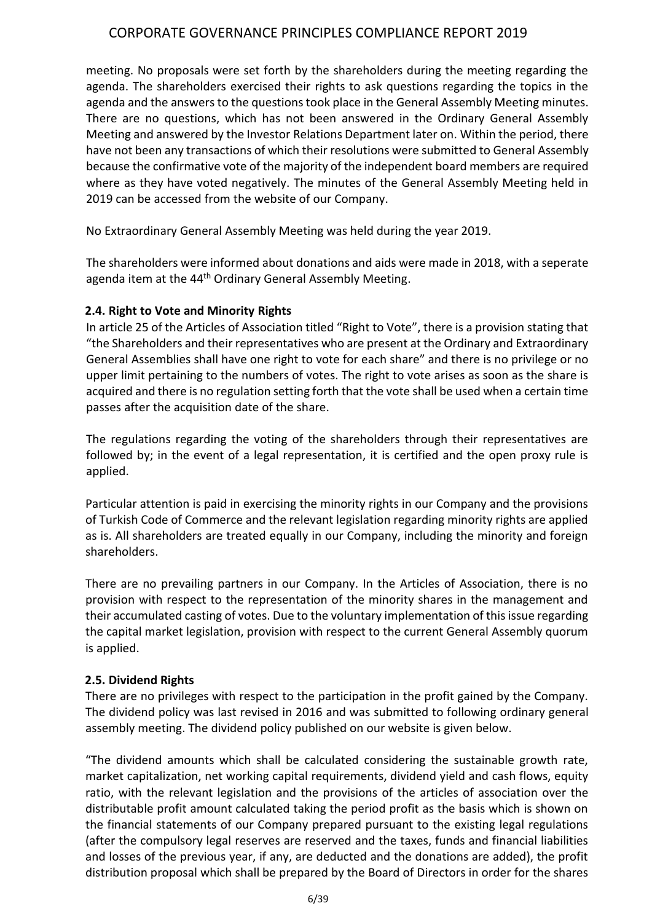meeting. No proposals were set forth by the shareholders during the meeting regarding the agenda. The shareholders exercised their rights to ask questions regarding the topics in the agenda and the answers to the questions took place in the General Assembly Meeting minutes. There are no questions, which has not been answered in the Ordinary General Assembly Meeting and answered by the Investor Relations Department later on. Within the period, there have not been any transactions of which their resolutions were submitted to General Assembly because the confirmative vote of the majority of the independent board members are required where as they have voted negatively. The minutes of the General Assembly Meeting held in 2019 can be accessed from the website of our Company.

No Extraordinary General Assembly Meeting was held during the year 2019.

The shareholders were informed about donations and aids were made in 2018, with a seperate agenda item at the 44th Ordinary General Assembly Meeting.

### 2.4. Right to Vote and Minority Rights

In article 25 of the Articles of Association titled "Right to Vote", there is a provision stating that "the Shareholders and their representatives who are present at the Ordinary and Extraordinary General Assemblies shall have one right to vote for each share" and there is no privilege or no upper limit pertaining to the numbers of votes. The right to vote arises as soon as the share is acquired and there is no regulation setting forth that the vote shall be used when a certain time passes after the acquisition date of the share.

The regulations regarding the voting of the shareholders through their representatives are followed by; in the event of a legal representation, it is certified and the open proxy rule is applied.

Particular attention is paid in exercising the minority rights in our Company and the provisions of Turkish Code of Commerce and the relevant legislation regarding minority rights are applied as is. All shareholders are treated equally in our Company, including the minority and foreign shareholders.

There are no prevailing partners in our Company. In the Articles of Association, there is no provision with respect to the representation of the minority shares in the management and their accumulated casting of votes. Due to the voluntary implementation of this issue regarding the capital market legislation, provision with respect to the current General Assembly quorum is applied.

### 2.5. Dividend Rights

There are no privileges with respect to the participation in the profit gained by the Company. The dividend policy was last revised in 2016 and was submitted to following ordinary general assembly meeting. The dividend policy published on our website is given below.

"The dividend amounts which shall be calculated considering the sustainable growth rate, market capitalization, net working capital requirements, dividend yield and cash flows, equity ratio, with the relevant legislation and the provisions of the articles of association over the distributable profit amount calculated taking the period profit as the basis which is shown on the financial statements of our Company prepared pursuant to the existing legal regulations (after the compulsory legal reserves are reserved and the taxes, funds and financial liabilities and losses of the previous year, if any, are deducted and the donations are added), the profit distribution proposal which shall be prepared by the Board of Directors in order for the shares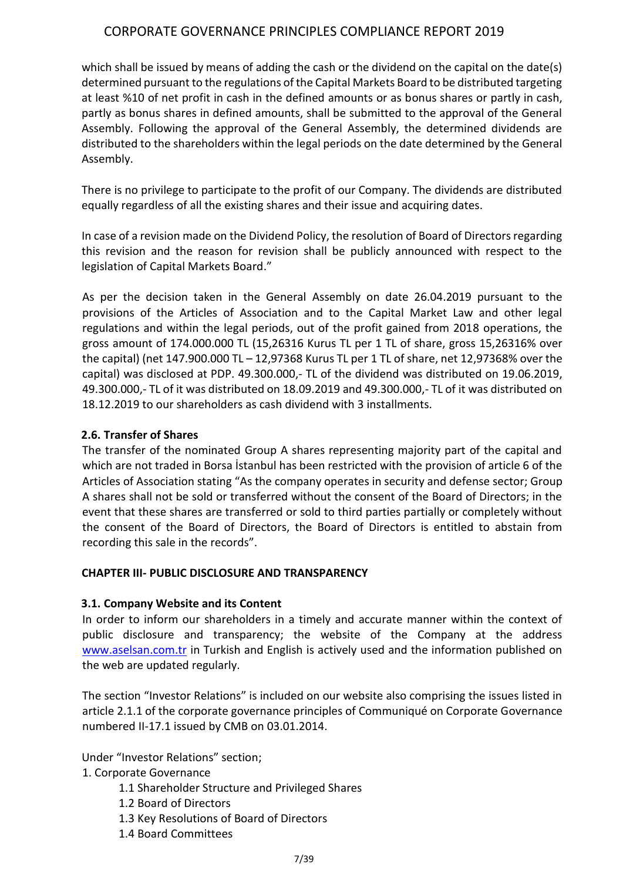which shall be issued by means of adding the cash or the dividend on the capital on the date(s) determined pursuant to the regulations of the Capital Markets Board to be distributed targeting at least %10 of net profit in cash in the defined amounts or as bonus shares or partly in cash, partly as bonus shares in defined amounts, shall be submitted to the approval of the General Assembly. Following the approval of the General Assembly, the determined dividends are distributed to the shareholders within the legal periods on the date determined by the General Assembly.

There is no privilege to participate to the profit of our Company. The dividends are distributed equally regardless of all the existing shares and their issue and acquiring dates.

In case of a revision made on the Dividend Policy, the resolution of Board of Directors regarding this revision and the reason for revision shall be publicly announced with respect to the legislation of Capital Markets Board."

As per the decision taken in the General Assembly on date 26.04.2019 pursuant to the provisions of the Articles of Association and to the Capital Market Law and other legal regulations and within the legal periods, out of the profit gained from 2018 operations, the gross amount of 174.000.000 TL (15,26316 Kurus TL per 1 TL of share, gross 15,26316% over the capital) (net 147.900.000 TL – 12,97368 Kurus TL per 1 TL of share, net 12,97368% over the capital) was disclosed at PDP. 49.300.000,- TL of the dividend was distributed on 19.06.2019, 49.300.000,- TL of it was distributed on 18.09.2019 and 49.300.000,- TL of it was distributed on 18.12.2019 to our shareholders as cash dividend with 3 installments.

### 2.6. Transfer of Shares

The transfer of the nominated Group A shares representing majority part of the capital and which are not traded in Borsa İstanbul has been restricted with the provision of article 6 of the Articles of Association stating "As the company operates in security and defense sector; Group A shares shall not be sold or transferred without the consent of the Board of Directors; in the event that these shares are transferred or sold to third parties partially or completely without the consent of the Board of Directors, the Board of Directors is entitled to abstain from recording this sale in the records".

## CHAPTER III- PUBLIC DISCLOSURE AND TRANSPARENCY

### 3.1. Company Website and its Content

In order to inform our shareholders in a timely and accurate manner within the context of public disclosure and transparency; the website of the Company at the address www.aselsan.com.tr in Turkish and English is actively used and the information published on the web are updated regularly.

The section "Investor Relations" is included on our website also comprising the issues listed in article 2.1.1 of the corporate governance principles of Communiqué on Corporate Governance numbered II-17.1 issued by CMB on 03.01.2014.

Under "Investor Relations" section;

1. Corporate Governance
    - 1.1 Shareholder Structure and Privileged Shares
    - 1.2 Board of Directors
    - 1.3 Key Resolutions of Board of Directors
    - 1.4 Board Committees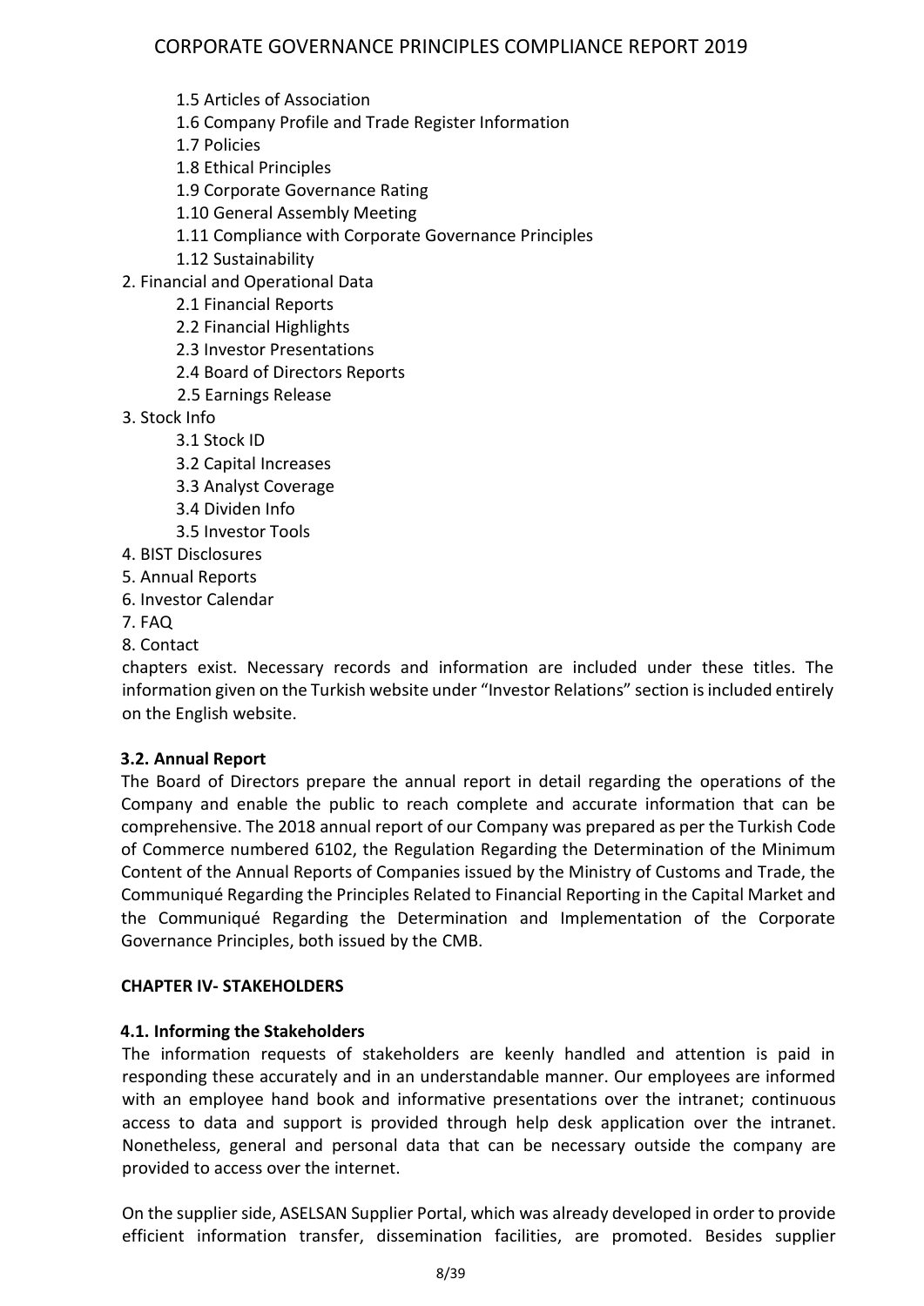- 1.5 Articles of Association
- 1.6 Company Profile and Trade Register Information
- 1.7 Policies
- 1.8 Ethical Principles
- 1.9 Corporate Governance Rating
- 1.10 General Assembly Meeting
- 1.11 Compliance with Corporate Governance Principles
- 1.12 Sustainability

2. Financial and Operational Data
   - 2.1 Financial Reports
   - 2.2 Financial Highlights
   - 2.3 Investor Presentations
   - 2.4 Board of Directors Reports
   - 2.5 Earnings Release
3. Stock Info
   - 3.1 Stock ID
   - 3.2 Capital Increases
   - 3.3 Analyst Coverage
   - 3.4 Dividen Info
   - 3.5 Investor Tools
4. BIST Disclosures
5. Annual Reports
6. Investor Calendar
7. FAQ
8. Contact

chapters exist. Necessary records and information are included under these titles. The information given on the Turkish website under "Investor Relations" section is included entirely on the English website.

### 3.2. Annual Report

The Board of Directors prepare the annual report in detail regarding the operations of the Company and enable the public to reach complete and accurate information that can be comprehensive. The 2018 annual report of our Company was prepared as per the Turkish Code of Commerce numbered 6102, the Regulation Regarding the Determination of the Minimum Content of the Annual Reports of Companies issued by the Ministry of Customs and Trade, the Communiqué Regarding the Principles Related to Financial Reporting in the Capital Market and the Communiqué Regarding the Determination and Implementation of the Corporate Governance Principles, both issued by the CMB.

## CHAPTER IV- STAKEHOLDERS

### 4.1. Informing the Stakeholders

The information requests of stakeholders are keenly handled and attention is paid in responding these accurately and in an understandable manner. Our employees are informed with an employee hand book and informative presentations over the intranet; continuous access to data and support is provided through help desk application over the intranet. Nonetheless, general and personal data that can be necessary outside the company are provided to access over the internet.

On the supplier side, ASELSAN Supplier Portal, which was already developed in order to provide efficient information transfer, dissemination facilities, are promoted. Besides supplier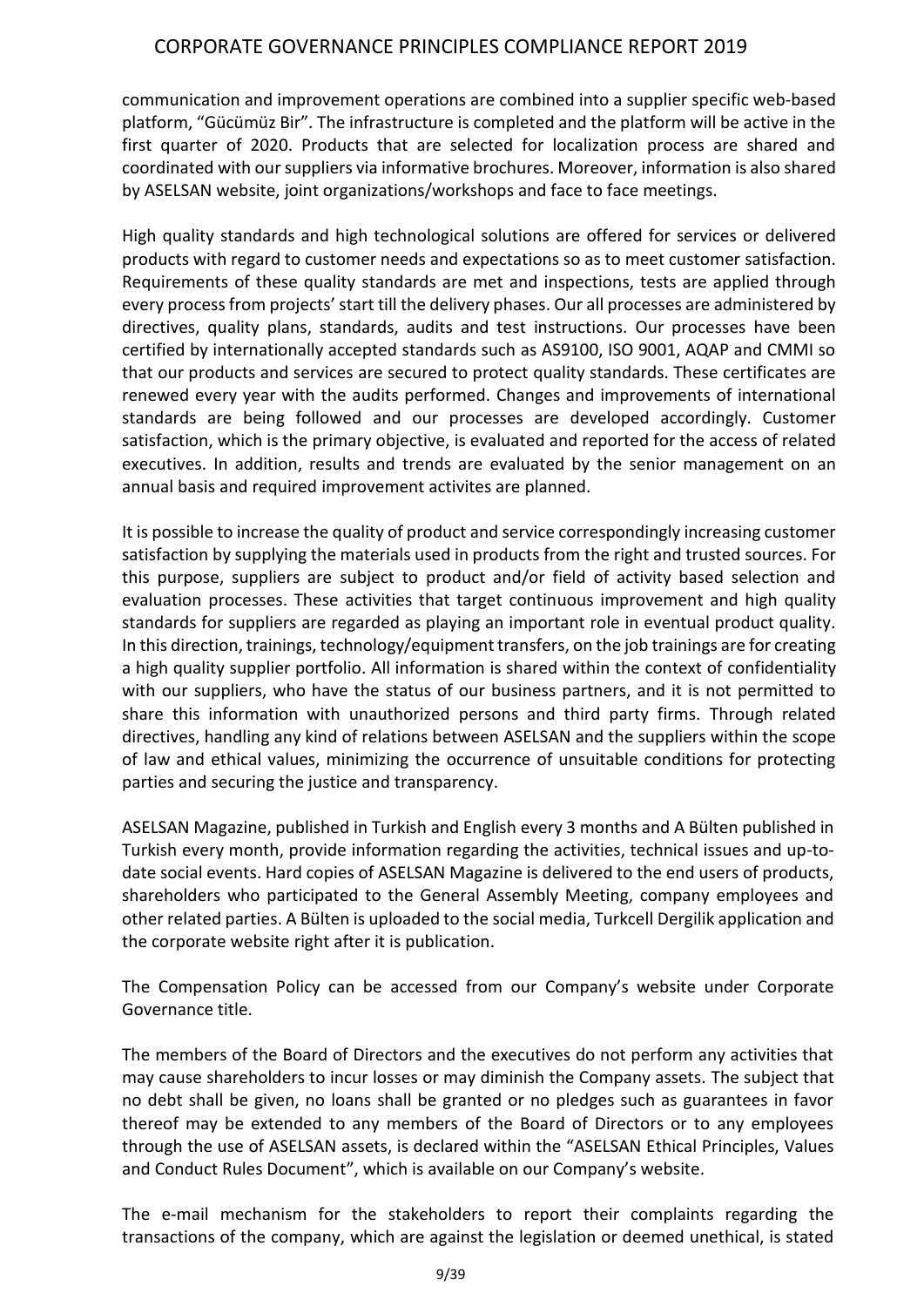communication and improvement operations are combined into a supplier specific web-based platform, "Gücümüz Bir". The infrastructure is completed and the platform will be active in the first quarter of 2020. Products that are selected for localization process are shared and coordinated with our suppliers via informative brochures. Moreover, information is also shared by ASELSAN website, joint organizations/workshops and face to face meetings.

High quality standards and high technological solutions are offered for services or delivered products with regard to customer needs and expectations so as to meet customer satisfaction. Requirements of these quality standards are met and inspections, tests are applied through every process from projects' start till the delivery phases. Our all processes are administered by directives, quality plans, standards, audits and test instructions. Our processes have been certified by internationally accepted standards such as AS9100, ISO 9001, AQAP and CMMI so that our products and services are secured to protect quality standards. These certificates are renewed every year with the audits performed. Changes and improvements of international standards are being followed and our processes are developed accordingly. Customer satisfaction, which is the primary objective, is evaluated and reported for the access of related executives. In addition, results and trends are evaluated by the senior management on an annual basis and required improvement activites are planned.

It is possible to increase the quality of product and service correspondingly increasing customer satisfaction by supplying the materials used in products from the right and trusted sources. For this purpose, suppliers are subject to product and/or field of activity based selection and evaluation processes. These activities that target continuous improvement and high quality standards for suppliers are regarded as playing an important role in eventual product quality. In this direction, trainings, technology/equipment transfers, on the job trainings are for creating a high quality supplier portfolio. All information is shared within the context of confidentiality with our suppliers, who have the status of our business partners, and it is not permitted to share this information with unauthorized persons and third party firms. Through related directives, handling any kind of relations between ASELSAN and the suppliers within the scope of law and ethical values, minimizing the occurrence of unsuitable conditions for protecting parties and securing the justice and transparency.

ASELSAN Magazine, published in Turkish and English every 3 months and A Bülten published in Turkish every month, provide information regarding the activities, technical issues and up-to-date social events. Hard copies of ASELSAN Magazine is delivered to the end users of products, shareholders who participated to the General Assembly Meeting, company employees and other related parties. A Bülten is uploaded to the social media, Turkcell Dergilik application and the corporate website right after it is publication.

The Compensation Policy can be accessed from our Company's website under Corporate Governance title.

The members of the Board of Directors and the executives do not perform any activities that may cause shareholders to incur losses or may diminish the Company assets. The subject that no debt shall be given, no loans shall be granted or no pledges such as guarantees in favor thereof may be extended to any members of the Board of Directors or to any employees through the use of ASELSAN assets, is declared within the "ASELSAN Ethical Principles, Values and Conduct Rules Document", which is available on our Company's website.

The e-mail mechanism for the stakeholders to report their complaints regarding the transactions of the company, which are against the legislation or deemed unethical, is stated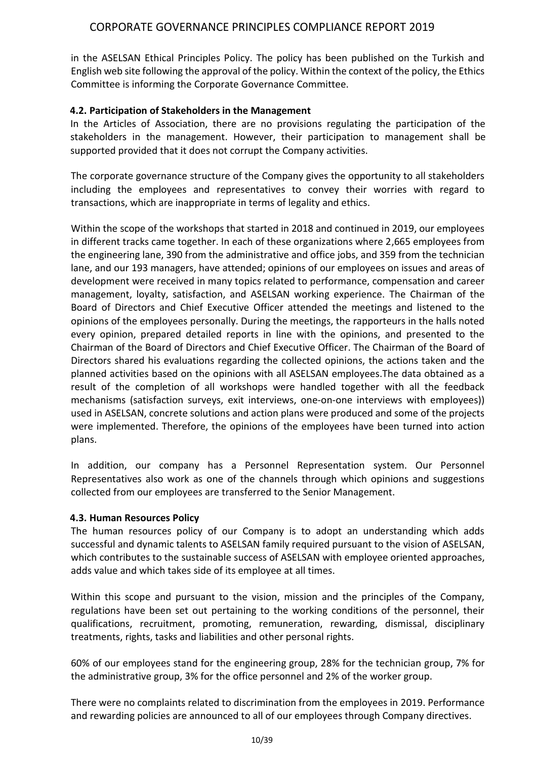in the ASELSAN Ethical Principles Policy. The policy has been published on the Turkish and English web site following the approval of the policy. Within the context of the policy, the Ethics Committee is informing the Corporate Governance Committee.

### 4.2. Participation of Stakeholders in the Management

In the Articles of Association, there are no provisions regulating the participation of the stakeholders in the management. However, their participation to management shall be supported provided that it does not corrupt the Company activities.

The corporate governance structure of the Company gives the opportunity to all stakeholders including the employees and representatives to convey their worries with regard to transactions, which are inappropriate in terms of legality and ethics.

Within the scope of the workshops that started in 2018 and continued in 2019, our employees in different tracks came together. In each of these organizations where 2,665 employees from the engineering lane, 390 from the administrative and office jobs, and 359 from the technician lane, and our 193 managers, have attended; opinions of our employees on issues and areas of development were received in many topics related to performance, compensation and career management, loyalty, satisfaction, and ASELSAN working experience. The Chairman of the Board of Directors and Chief Executive Officer attended the meetings and listened to the opinions of the employees personally. During the meetings, the rapporteurs in the halls noted every opinion, prepared detailed reports in line with the opinions, and presented to the Chairman of the Board of Directors and Chief Executive Officer. The Chairman of the Board of Directors shared his evaluations regarding the collected opinions, the actions taken and the planned activities based on the opinions with all ASELSAN employees.The data obtained as a result of the completion of all workshops were handled together with all the feedback mechanisms (satisfaction surveys, exit interviews, one-on-one interviews with employees)) used in ASELSAN, concrete solutions and action plans were produced and some of the projects were implemented. Therefore, the opinions of the employees have been turned into action plans.

In addition, our company has a Personnel Representation system. Our Personnel Representatives also work as one of the channels through which opinions and suggestions collected from our employees are transferred to the Senior Management.

### 4.3. Human Resources Policy

The human resources policy of our Company is to adopt an understanding which adds successful and dynamic talents to ASELSAN family required pursuant to the vision of ASELSAN, which contributes to the sustainable success of ASELSAN with employee oriented approaches, adds value and which takes side of its employee at all times.

Within this scope and pursuant to the vision, mission and the principles of the Company, regulations have been set out pertaining to the working conditions of the personnel, their qualifications, recruitment, promoting, remuneration, rewarding, dismissal, disciplinary treatments, rights, tasks and liabilities and other personal rights.

60% of our employees stand for the engineering group, 28% for the technician group, 7% for the administrative group, 3% for the office personnel and 2% of the worker group.

There were no complaints related to discrimination from the employees in 2019. Performance and rewarding policies are announced to all of our employees through Company directives.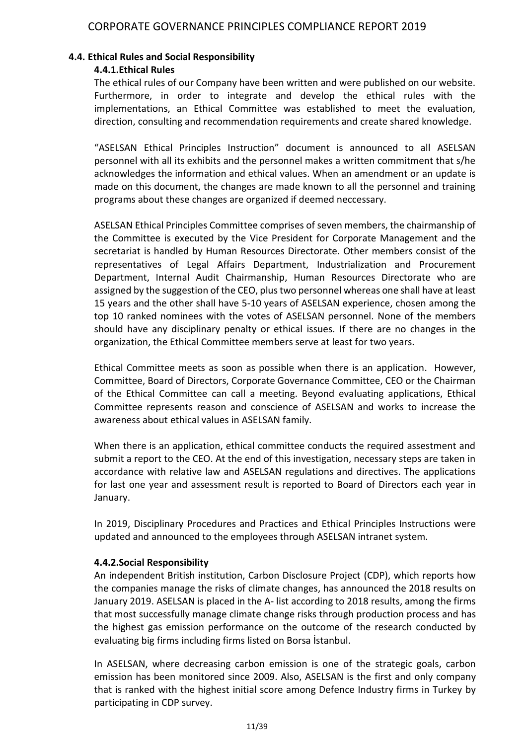## 4.4. Ethical Rules and Social Responsibility

### 4.4.1.Ethical Rules

The ethical rules of our Company have been written and were published on our website. Furthermore, in order to integrate and develop the ethical rules with the implementations, an Ethical Committee was established to meet the evaluation, direction, consulting and recommendation requirements and create shared knowledge.

"ASELSAN Ethical Principles Instruction" document is announced to all ASELSAN personnel with all its exhibits and the personnel makes a written commitment that s/he acknowledges the information and ethical values. When an amendment or an update is made on this document, the changes are made known to all the personnel and training programs about these changes are organized if deemed neccessary.

ASELSAN Ethical Principles Committee comprises of seven members, the chairmanship of the Committee is executed by the Vice President for Corporate Management and the secretariat is handled by Human Resources Directorate. Other members consist of the representatives of Legal Affairs Department, Industrialization and Procurement Department, Internal Audit Chairmanship, Human Resources Directorate who are assigned by the suggestion of the CEO, plus two personnel whereas one shall have at least 15 years and the other shall have 5-10 years of ASELSAN experience, chosen among the top 10 ranked nominees with the votes of ASELSAN personnel. None of the members should have any disciplinary penalty or ethical issues. If there are no changes in the organization, the Ethical Committee members serve at least for two years.

Ethical Committee meets as soon as possible when there is an application. However, Committee, Board of Directors, Corporate Governance Committee, CEO or the Chairman of the Ethical Committee can call a meeting. Beyond evaluating applications, Ethical Committee represents reason and conscience of ASELSAN and works to increase the awareness about ethical values in ASELSAN family.

When there is an application, ethical committee conducts the required assestment and submit a report to the CEO. At the end of this investigation, necessary steps are taken in accordance with relative law and ASELSAN regulations and directives. The applications for last one year and assessment result is reported to Board of Directors each year in January.

In 2019, Disciplinary Procedures and Practices and Ethical Principles Instructions were updated and announced to the employees through ASELSAN intranet system.

### 4.4.2.Social Responsibility

An independent British institution, Carbon Disclosure Project (CDP), which reports how the companies manage the risks of climate changes, has announced the 2018 results on January 2019. ASELSAN is placed in the A- list according to 2018 results, among the firms that most successfully manage climate change risks through production process and has the highest gas emission performance on the outcome of the research conducted by evaluating big firms including firms listed on Borsa İstanbul.

In ASELSAN, where decreasing carbon emission is one of the strategic goals, carbon emission has been monitored since 2009. Also, ASELSAN is the first and only company that is ranked with the highest initial score among Defence Industry firms in Turkey by participating in CDP survey.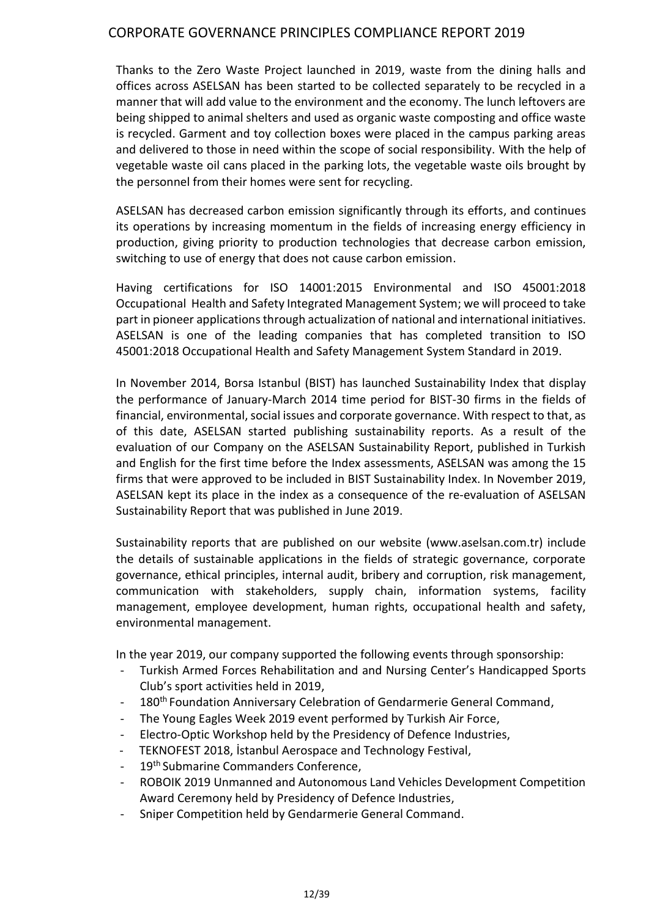Thanks to the Zero Waste Project launched in 2019, waste from the dining halls and offices across ASELSAN has been started to be collected separately to be recycled in a manner that will add value to the environment and the economy. The lunch leftovers are being shipped to animal shelters and used as organic waste composting and office waste is recycled. Garment and toy collection boxes were placed in the campus parking areas and delivered to those in need within the scope of social responsibility. With the help of vegetable waste oil cans placed in the parking lots, the vegetable waste oils brought by the personnel from their homes were sent for recycling.

ASELSAN has decreased carbon emission significantly through its efforts, and continues its operations by increasing momentum in the fields of increasing energy efficiency in production, giving priority to production technologies that decrease carbon emission, switching to use of energy that does not cause carbon emission.

Having certifications for ISO 14001:2015 Environmental and ISO 45001:2018 Occupational Health and Safety Integrated Management System; we will proceed to take part in pioneer applications through actualization of national and international initiatives. ASELSAN is one of the leading companies that has completed transition to ISO 45001:2018 Occupational Health and Safety Management System Standard in 2019.

In November 2014, Borsa Istanbul (BIST) has launched Sustainability Index that display the performance of January-March 2014 time period for BIST-30 firms in the fields of financial, environmental, social issues and corporate governance. With respect to that, as of this date, ASELSAN started publishing sustainability reports. As a result of the evaluation of our Company on the ASELSAN Sustainability Report, published in Turkish and English for the first time before the Index assessments, ASELSAN was among the 15 firms that were approved to be included in BIST Sustainability Index. In November 2019, ASELSAN kept its place in the index as a consequence of the re-evaluation of ASELSAN Sustainability Report that was published in June 2019.

Sustainability reports that are published on our website (www.aselsan.com.tr) include the details of sustainable applications in the fields of strategic governance, corporate governance, ethical principles, internal audit, bribery and corruption, risk management, communication with stakeholders, supply chain, information systems, facility management, employee development, human rights, occupational health and safety, environmental management.

In the year 2019, our company supported the following events through sponsorship:

- Turkish Armed Forces Rehabilitation and and Nursing Center's Handicapped Sports Club's sport activities held in 2019,
- 180th Foundation Anniversary Celebration of Gendarmerie General Command,
- The Young Eagles Week 2019 event performed by Turkish Air Force,
- Electro-Optic Workshop held by the Presidency of Defence Industries,
- TEKNOFEST 2018, İstanbul Aerospace and Technology Festival,
- 19th Submarine Commanders Conference,
- ROBOIK 2019 Unmanned and Autonomous Land Vehicles Development Competition Award Ceremony held by Presidency of Defence Industries,
- Sniper Competition held by Gendarmerie General Command.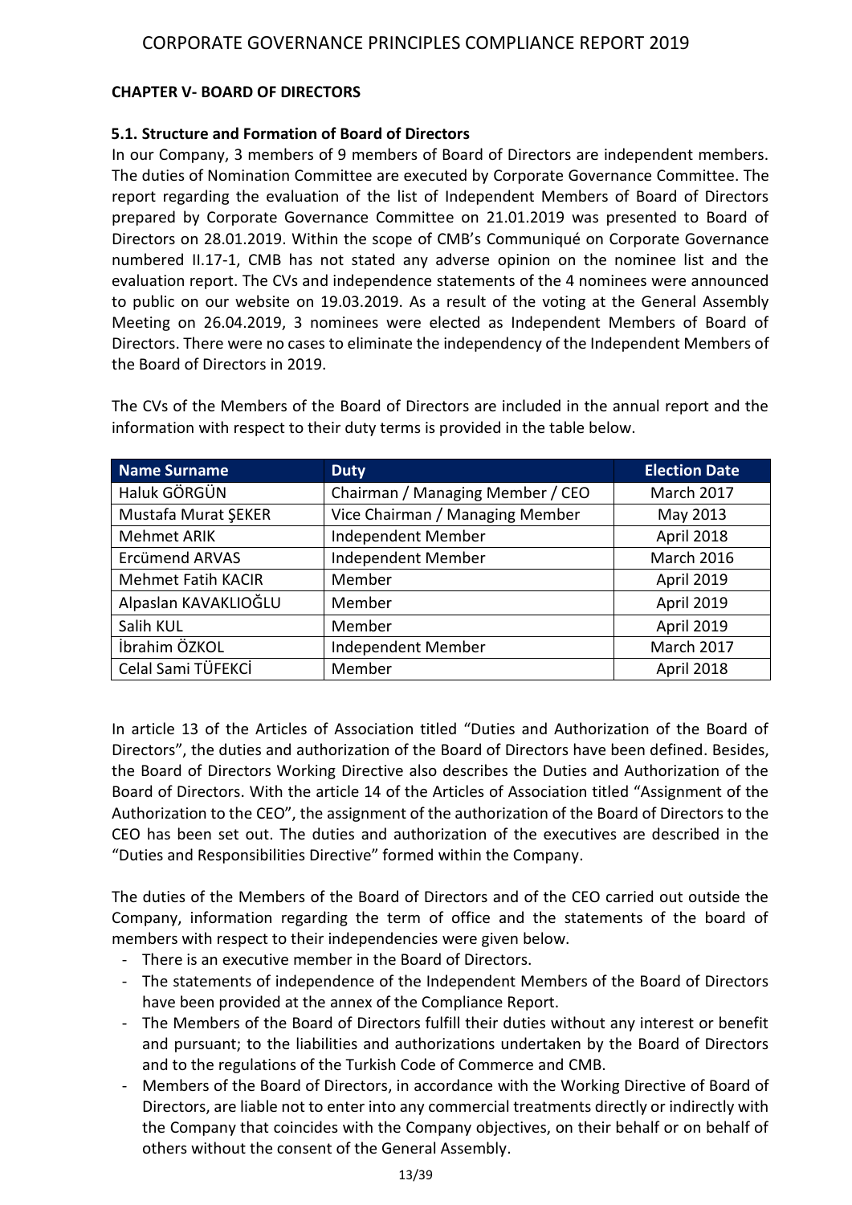## CHAPTER V- BOARD OF DIRECTORS

### 5.1. Structure and Formation of Board of Directors

In our Company, 3 members of 9 members of Board of Directors are independent members. The duties of Nomination Committee are executed by Corporate Governance Committee. The report regarding the evaluation of the list of Independent Members of Board of Directors prepared by Corporate Governance Committee on 21.01.2019 was presented to Board of Directors on 28.01.2019. Within the scope of CMB's Communiqué on Corporate Governance numbered II.17-1, CMB has not stated any adverse opinion on the nominee list and the evaluation report. The CVs and independence statements of the 4 nominees were announced to public on our website on 19.03.2019. As a result of the voting at the General Assembly Meeting on 26.04.2019, 3 nominees were elected as Independent Members of Board of Directors. There were no cases to eliminate the independency of the Independent Members of the Board of Directors in 2019.

The CVs of the Members of the Board of Directors are included in the annual report and the information with respect to their duty terms is provided in the table below.

| Name Surname | Duty | Election Date |
|---|---|---|
| Haluk GÖRGÜN | Chairman / Managing Member / CEO | March 2017 |
| Mustafa Murat ŞEKER | Vice Chairman / Managing Member | May 2013 |
| Mehmet ARIK | Independent Member | April 2018 |
| Ercümend ARVAS | Independent Member | March 2016 |
| Mehmet Fatih KACIR | Member | April 2019 |
| Alpaslan KAVAKLIOĞLU | Member | April 2019 |
| Salih KUL | Member | April 2019 |
| İbrahim ÖZKOL | Independent Member | March 2017 |
| Celal Sami TÜFEKCİ | Member | April 2018 |

In article 13 of the Articles of Association titled "Duties and Authorization of the Board of Directors", the duties and authorization of the Board of Directors have been defined. Besides, the Board of Directors Working Directive also describes the Duties and Authorization of the Board of Directors. With the article 14 of the Articles of Association titled "Assignment of the Authorization to the CEO", the assignment of the authorization of the Board of Directors to the CEO has been set out. The duties and authorization of the executives are described in the "Duties and Responsibilities Directive" formed within the Company.

The duties of the Members of the Board of Directors and of the CEO carried out outside the Company, information regarding the term of office and the statements of the board of members with respect to their independencies were given below.

- There is an executive member in the Board of Directors.
- The statements of independence of the Independent Members of the Board of Directors have been provided at the annex of the Compliance Report.
- The Members of the Board of Directors fulfill their duties without any interest or benefit and pursuant; to the liabilities and authorizations undertaken by the Board of Directors and to the regulations of the Turkish Code of Commerce and CMB.
- Members of the Board of Directors, in accordance with the Working Directive of Board of Directors, are liable not to enter into any commercial treatments directly or indirectly with the Company that coincides with the Company objectives, on their behalf or on behalf of others without the consent of the General Assembly.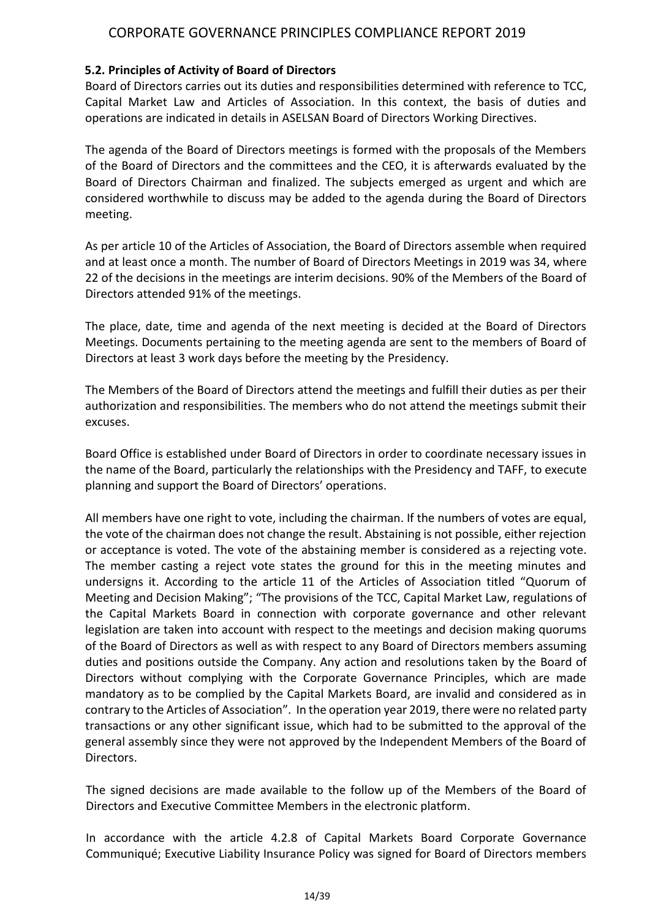### 5.2. Principles of Activity of Board of Directors

Board of Directors carries out its duties and responsibilities determined with reference to TCC, Capital Market Law and Articles of Association. In this context, the basis of duties and operations are indicated in details in ASELSAN Board of Directors Working Directives.

The agenda of the Board of Directors meetings is formed with the proposals of the Members of the Board of Directors and the committees and the CEO, it is afterwards evaluated by the Board of Directors Chairman and finalized. The subjects emerged as urgent and which are considered worthwhile to discuss may be added to the agenda during the Board of Directors meeting.

As per article 10 of the Articles of Association, the Board of Directors assemble when required and at least once a month. The number of Board of Directors Meetings in 2019 was 34, where 22 of the decisions in the meetings are interim decisions. 90% of the Members of the Board of Directors attended 91% of the meetings.

The place, date, time and agenda of the next meeting is decided at the Board of Directors Meetings. Documents pertaining to the meeting agenda are sent to the members of Board of Directors at least 3 work days before the meeting by the Presidency.

The Members of the Board of Directors attend the meetings and fulfill their duties as per their authorization and responsibilities. The members who do not attend the meetings submit their excuses.

Board Office is established under Board of Directors in order to coordinate necessary issues in the name of the Board, particularly the relationships with the Presidency and TAFF, to execute planning and support the Board of Directors' operations.

All members have one right to vote, including the chairman. If the numbers of votes are equal, the vote of the chairman does not change the result. Abstaining is not possible, either rejection or acceptance is voted. The vote of the abstaining member is considered as a rejecting vote. The member casting a reject vote states the ground for this in the meeting minutes and undersigns it. According to the article 11 of the Articles of Association titled "Quorum of Meeting and Decision Making"; "The provisions of the TCC, Capital Market Law, regulations of the Capital Markets Board in connection with corporate governance and other relevant legislation are taken into account with respect to the meetings and decision making quorums of the Board of Directors as well as with respect to any Board of Directors members assuming duties and positions outside the Company. Any action and resolutions taken by the Board of Directors without complying with the Corporate Governance Principles, which are made mandatory as to be complied by the Capital Markets Board, are invalid and considered as in contrary to the Articles of Association". In the operation year 2019, there were no related party transactions or any other significant issue, which had to be submitted to the approval of the general assembly since they were not approved by the Independent Members of the Board of Directors.

The signed decisions are made available to the follow up of the Members of the Board of Directors and Executive Committee Members in the electronic platform.

In accordance with the article 4.2.8 of Capital Markets Board Corporate Governance Communiqué; Executive Liability Insurance Policy was signed for Board of Directors members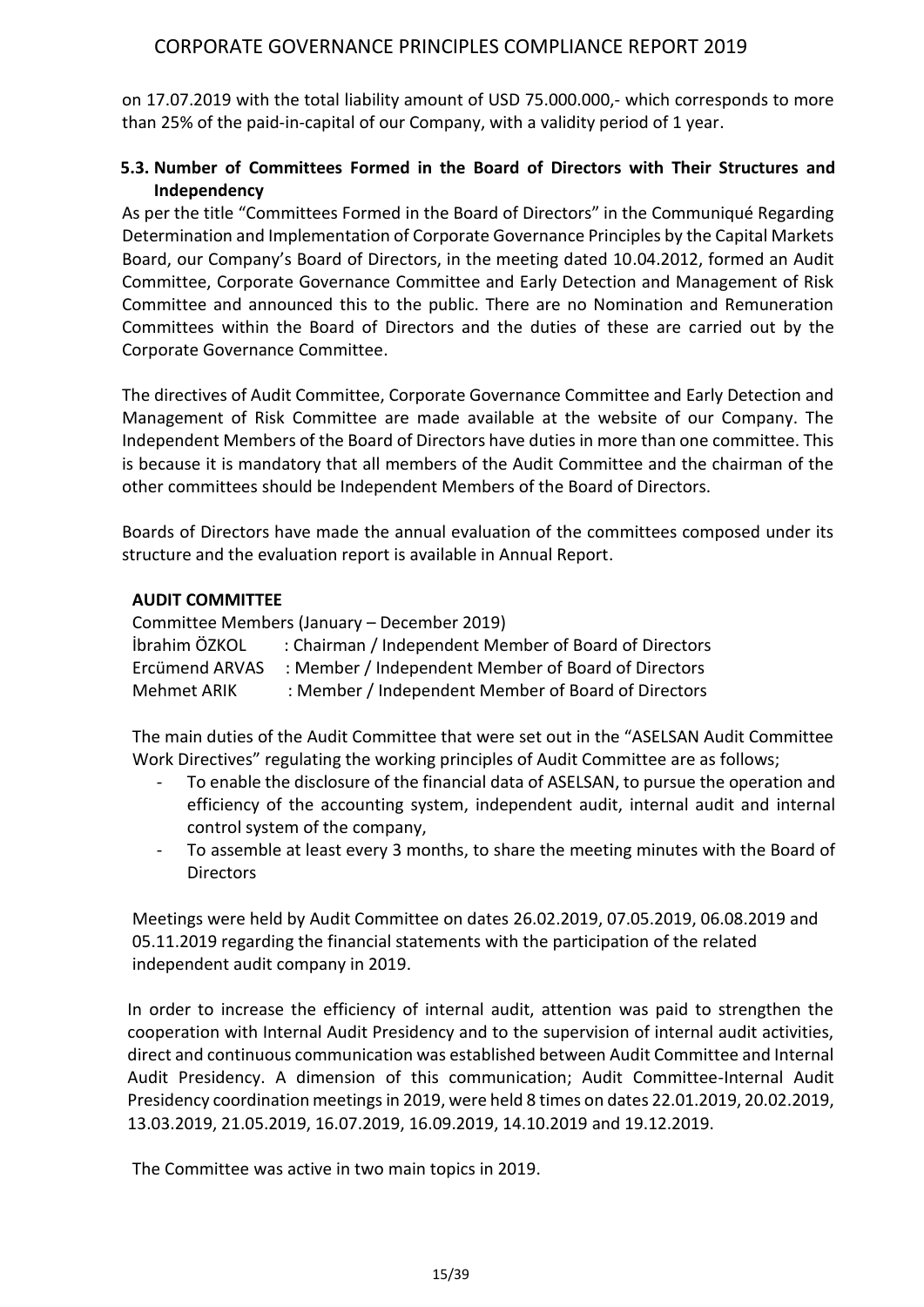on 17.07.2019 with the total liability amount of USD 75.000.000,- which corresponds to more than 25% of the paid-in-capital of our Company, with a validity period of 1 year.

### 5.3. Number of Committees Formed in the Board of Directors with Their Structures and Independency

As per the title "Committees Formed in the Board of Directors" in the Communiqué Regarding Determination and Implementation of Corporate Governance Principles by the Capital Markets Board, our Company's Board of Directors, in the meeting dated 10.04.2012, formed an Audit Committee, Corporate Governance Committee and Early Detection and Management of Risk Committee and announced this to the public. There are no Nomination and Remuneration Committees within the Board of Directors and the duties of these are carried out by the Corporate Governance Committee.

The directives of Audit Committee, Corporate Governance Committee and Early Detection and Management of Risk Committee are made available at the website of our Company. The Independent Members of the Board of Directors have duties in more than one committee. This is because it is mandatory that all members of the Audit Committee and the chairman of the other committees should be Independent Members of the Board of Directors.

Boards of Directors have made the annual evaluation of the committees composed under its structure and the evaluation report is available in Annual Report.

**AUDIT COMMITTEE**

Committee Members (January – December 2019)

İbrahim ÖZKOL : Chairman / Independent Member of Board of Directors
Ercümend ARVAS : Member / Independent Member of Board of Directors
Mehmet ARIK : Member / Independent Member of Board of Directors

The main duties of the Audit Committee that were set out in the "ASELSAN Audit Committee Work Directives" regulating the working principles of Audit Committee are as follows;

- To enable the disclosure of the financial data of ASELSAN, to pursue the operation and efficiency of the accounting system, independent audit, internal audit and internal control system of the company,
- To assemble at least every 3 months, to share the meeting minutes with the Board of Directors

Meetings were held by Audit Committee on dates 26.02.2019, 07.05.2019, 06.08.2019 and 05.11.2019 regarding the financial statements with the participation of the related independent audit company in 2019.

In order to increase the efficiency of internal audit, attention was paid to strengthen the cooperation with Internal Audit Presidency and to the supervision of internal audit activities, direct and continuous communication was established between Audit Committee and Internal Audit Presidency. A dimension of this communication; Audit Committee-Internal Audit Presidency coordination meetings in 2019, were held 8 times on dates 22.01.2019, 20.02.2019, 13.03.2019, 21.05.2019, 16.07.2019, 16.09.2019, 14.10.2019 and 19.12.2019.

The Committee was active in two main topics in 2019.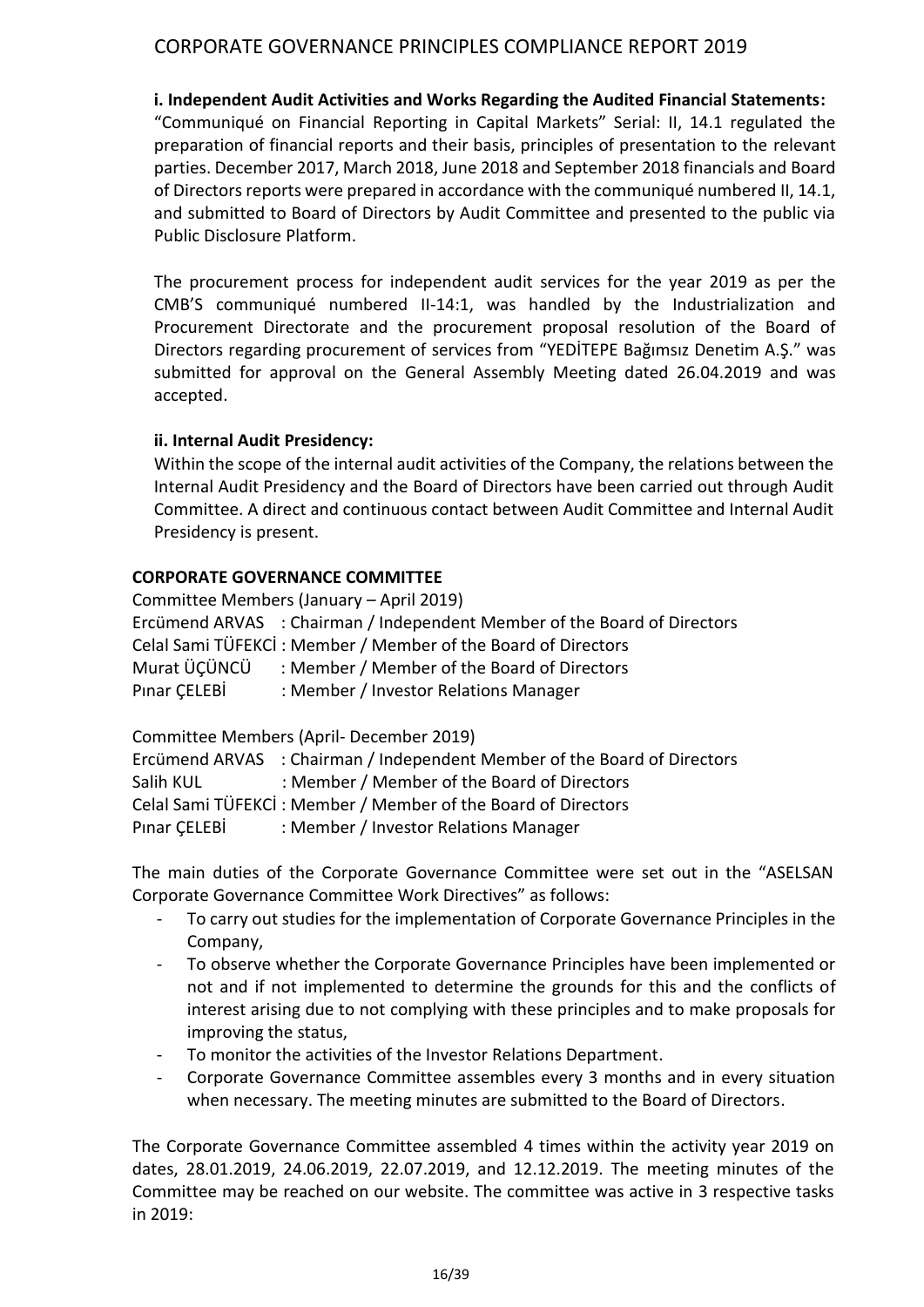**i. Independent Audit Activities and Works Regarding the Audited Financial Statements:**

"Communiqué on Financial Reporting in Capital Markets" Serial: II, 14.1 regulated the preparation of financial reports and their basis, principles of presentation to the relevant parties. December 2017, March 2018, June 2018 and September 2018 financials and Board of Directors reports were prepared in accordance with the communiqué numbered II, 14.1, and submitted to Board of Directors by Audit Committee and presented to the public via Public Disclosure Platform.

The procurement process for independent audit services for the year 2019 as per the CMB'S communiqué numbered II-14:1, was handled by the Industrialization and Procurement Directorate and the procurement proposal resolution of the Board of Directors regarding procurement of services from "YEDİTEPE Bağımsız Denetim A.Ş." was submitted for approval on the General Assembly Meeting dated 26.04.2019 and was accepted.

**ii. Internal Audit Presidency:**

Within the scope of the internal audit activities of the Company, the relations between the Internal Audit Presidency and the Board of Directors have been carried out through Audit Committee. A direct and continuous contact between Audit Committee and Internal Audit Presidency is present.

**CORPORATE GOVERNANCE COMMITTEE**

Committee Members (January – April 2019)

Ercümend ARVAS : Chairman / Independent Member of the Board of Directors
Celal Sami TÜFEKCİ : Member / Member of the Board of Directors
Murat ÜÇÜNCÜ : Member / Member of the Board of Directors
Pınar ÇELEBİ : Member / Investor Relations Manager

Committee Members (April- December 2019)

Ercümend ARVAS : Chairman / Independent Member of the Board of Directors
Salih KUL : Member / Member of the Board of Directors
Celal Sami TÜFEKCİ : Member / Member of the Board of Directors
Pınar ÇELEBİ : Member / Investor Relations Manager

The main duties of the Corporate Governance Committee were set out in the "ASELSAN Corporate Governance Committee Work Directives" as follows:

- To carry out studies for the implementation of Corporate Governance Principles in the Company,
- To observe whether the Corporate Governance Principles have been implemented or not and if not implemented to determine the grounds for this and the conflicts of interest arising due to not complying with these principles and to make proposals for improving the status,
- To monitor the activities of the Investor Relations Department.
- Corporate Governance Committee assembles every 3 months and in every situation when necessary. The meeting minutes are submitted to the Board of Directors.

The Corporate Governance Committee assembled 4 times within the activity year 2019 on dates, 28.01.2019, 24.06.2019, 22.07.2019, and 12.12.2019. The meeting minutes of the Committee may be reached on our website. The committee was active in 3 respective tasks in 2019: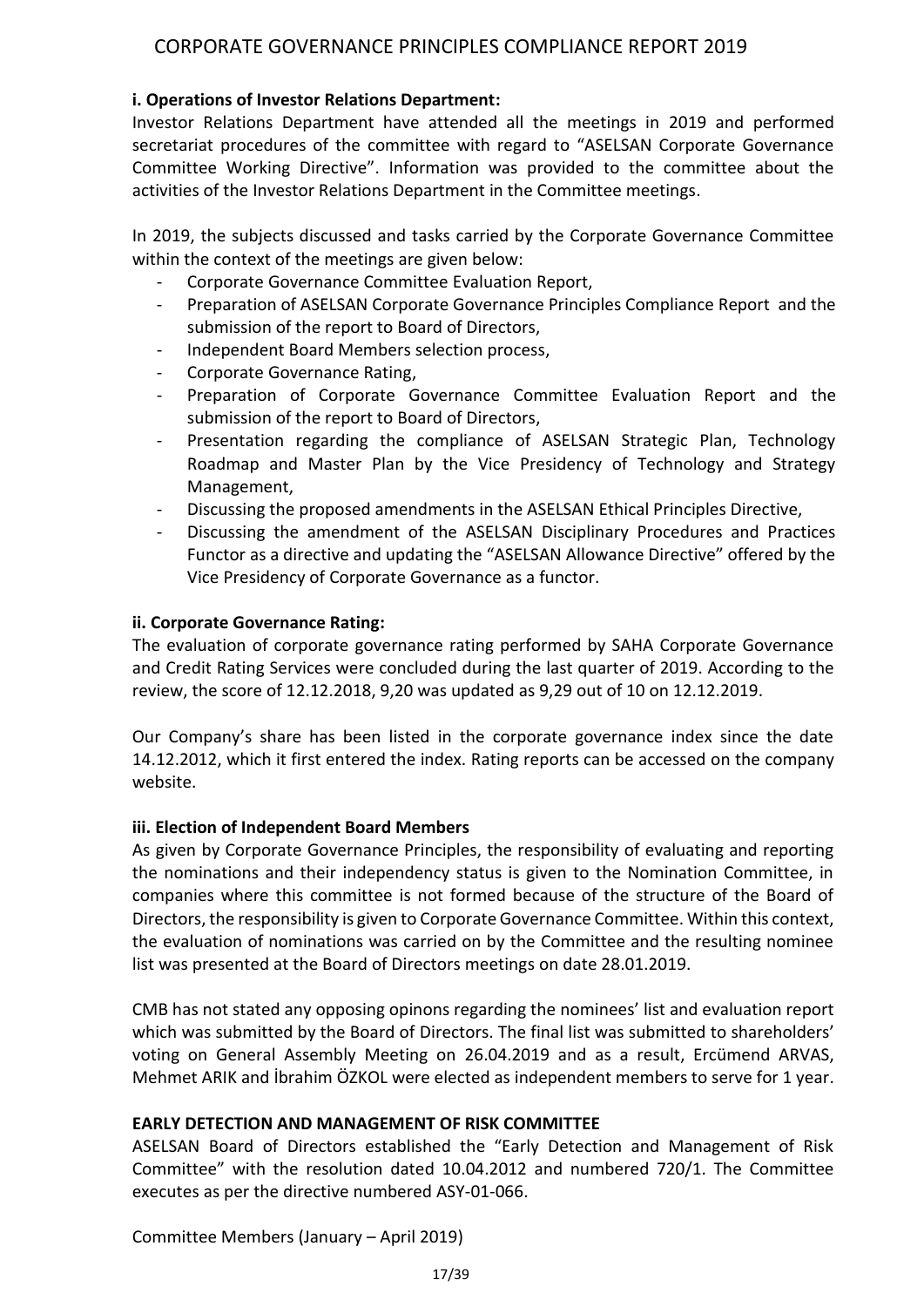**i. Operations of Investor Relations Department:**

Investor Relations Department have attended all the meetings in 2019 and performed secretariat procedures of the committee with regard to "ASELSAN Corporate Governance Committee Working Directive". Information was provided to the committee about the activities of the Investor Relations Department in the Committee meetings.

In 2019, the subjects discussed and tasks carried by the Corporate Governance Committee within the context of the meetings are given below:

- Corporate Governance Committee Evaluation Report,
- Preparation of ASELSAN Corporate Governance Principles Compliance Report and the submission of the report to Board of Directors,
- Independent Board Members selection process,
- Corporate Governance Rating,
- Preparation of Corporate Governance Committee Evaluation Report and the submission of the report to Board of Directors,
- Presentation regarding the compliance of ASELSAN Strategic Plan, Technology Roadmap and Master Plan by the Vice Presidency of Technology and Strategy Management,
- Discussing the proposed amendments in the ASELSAN Ethical Principles Directive,
- Discussing the amendment of the ASELSAN Disciplinary Procedures and Practices Functor as a directive and updating the "ASELSAN Allowance Directive" offered by the Vice Presidency of Corporate Governance as a functor.

**ii. Corporate Governance Rating:**

The evaluation of corporate governance rating performed by SAHA Corporate Governance and Credit Rating Services were concluded during the last quarter of 2019. According to the review, the score of 12.12.2018, 9,20 was updated as 9,29 out of 10 on 12.12.2019.

Our Company's share has been listed in the corporate governance index since the date 14.12.2012, which it first entered the index. Rating reports can be accessed on the company website.

**iii. Election of Independent Board Members**

As given by Corporate Governance Principles, the responsibility of evaluating and reporting the nominations and their independency status is given to the Nomination Committee, in companies where this committee is not formed because of the structure of the Board of Directors, the responsibility is given to Corporate Governance Committee. Within this context, the evaluation of nominations was carried on by the Committee and the resulting nominee list was presented at the Board of Directors meetings on date 28.01.2019.

CMB has not stated any opposing opinons regarding the nominees' list and evaluation report which was submitted by the Board of Directors. The final list was submitted to shareholders' voting on General Assembly Meeting on 26.04.2019 and as a result, Ercümend ARVAS, Mehmet ARIK and İbrahim ÖZKOL were elected as independent members to serve for 1 year.

**EARLY DETECTION AND MANAGEMENT OF RISK COMMITTEE**

ASELSAN Board of Directors established the "Early Detection and Management of Risk Committee" with the resolution dated 10.04.2012 and numbered 720/1. The Committee executes as per the directive numbered ASY-01-066.

Committee Members (January – April 2019)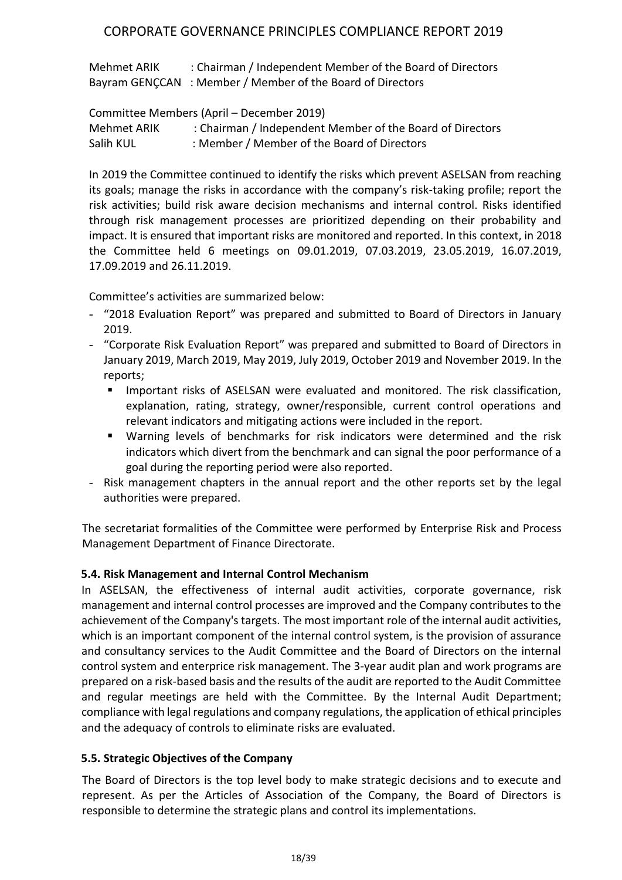Mehmet ARIK : Chairman / Independent Member of the Board of Directors
Bayram GENÇCAN : Member / Member of the Board of Directors

Committee Members (April – December 2019)
Mehmet ARIK : Chairman / Independent Member of the Board of Directors
Salih KUL : Member / Member of the Board of Directors

In 2019 the Committee continued to identify the risks which prevent ASELSAN from reaching its goals; manage the risks in accordance with the company's risk-taking profile; report the risk activities; build risk aware decision mechanisms and internal control. Risks identified through risk management processes are prioritized depending on their probability and impact. It is ensured that important risks are monitored and reported. In this context, in 2018 the Committee held 6 meetings on 09.01.2019, 07.03.2019, 23.05.2019, 16.07.2019, 17.09.2019 and 26.11.2019.

Committee's activities are summarized below:

- "2018 Evaluation Report" was prepared and submitted to Board of Directors in January 2019.
- "Corporate Risk Evaluation Report" was prepared and submitted to Board of Directors in January 2019, March 2019, May 2019, July 2019, October 2019 and November 2019. In the reports;
  - Important risks of ASELSAN were evaluated and monitored. The risk classification, explanation, rating, strategy, owner/responsible, current control operations and relevant indicators and mitigating actions were included in the report.
  - Warning levels of benchmarks for risk indicators were determined and the risk indicators which divert from the benchmark and can signal the poor performance of a goal during the reporting period were also reported.
- Risk management chapters in the annual report and the other reports set by the legal authorities were prepared.

The secretariat formalities of the Committee were performed by Enterprise Risk and Process Management Department of Finance Directorate.

### 5.4. Risk Management and Internal Control Mechanism

In ASELSAN, the effectiveness of internal audit activities, corporate governance, risk management and internal control processes are improved and the Company contributes to the achievement of the Company's targets. The most important role of the internal audit activities, which is an important component of the internal control system, is the provision of assurance and consultancy services to the Audit Committee and the Board of Directors on the internal control system and enterprice risk management. The 3-year audit plan and work programs are prepared on a risk-based basis and the results of the audit are reported to the Audit Committee and regular meetings are held with the Committee. By the Internal Audit Department; compliance with legal regulations and company regulations, the application of ethical principles and the adequacy of controls to eliminate risks are evaluated.

### 5.5. Strategic Objectives of the Company

The Board of Directors is the top level body to make strategic decisions and to execute and represent. As per the Articles of Association of the Company, the Board of Directors is responsible to determine the strategic plans and control its implementations.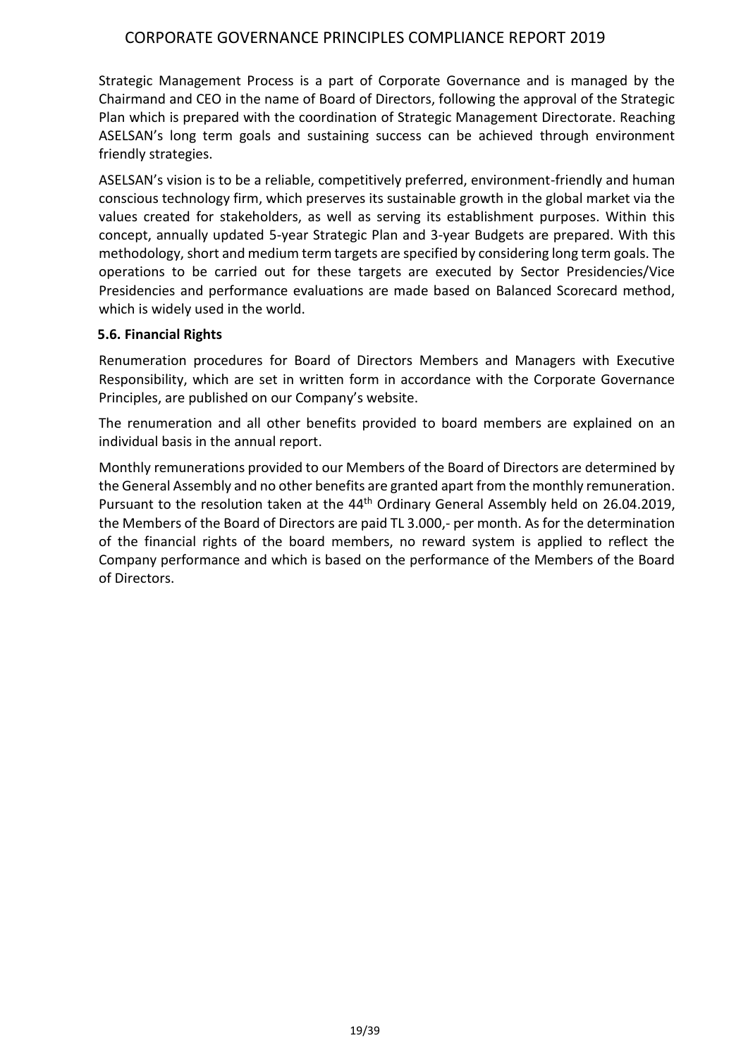Strategic Management Process is a part of Corporate Governance and is managed by the Chairmand and CEO in the name of Board of Directors, following the approval of the Strategic Plan which is prepared with the coordination of Strategic Management Directorate. Reaching ASELSAN's long term goals and sustaining success can be achieved through environment friendly strategies.

ASELSAN's vision is to be a reliable, competitively preferred, environment-friendly and human conscious technology firm, which preserves its sustainable growth in the global market via the values created for stakeholders, as well as serving its establishment purposes. Within this concept, annually updated 5-year Strategic Plan and 3-year Budgets are prepared. With this methodology, short and medium term targets are specified by considering long term goals. The operations to be carried out for these targets are executed by Sector Presidencies/Vice Presidencies and performance evaluations are made based on Balanced Scorecard method, which is widely used in the world.

### 5.6. Financial Rights

Renumeration procedures for Board of Directors Members and Managers with Executive Responsibility, which are set in written form in accordance with the Corporate Governance Principles, are published on our Company's website.

The renumeration and all other benefits provided to board members are explained on an individual basis in the annual report.

Monthly remunerations provided to our Members of the Board of Directors are determined by the General Assembly and no other benefits are granted apart from the monthly remuneration. Pursuant to the resolution taken at the 44th Ordinary General Assembly held on 26.04.2019, the Members of the Board of Directors are paid TL 3.000,- per month. As for the determination of the financial rights of the board members, no reward system is applied to reflect the Company performance and which is based on the performance of the Members of the Board of Directors.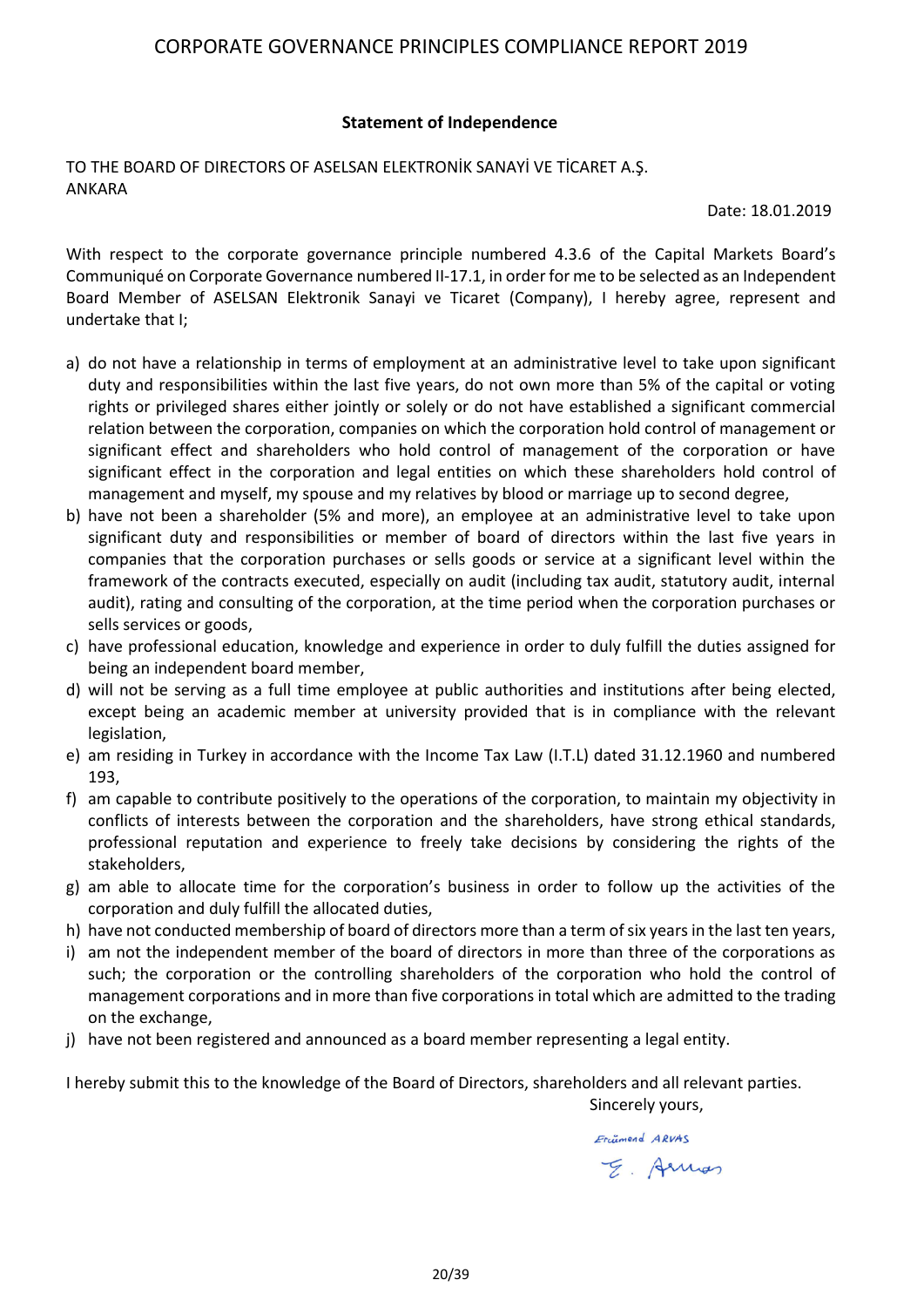### Statement of Independence

TO THE BOARD OF DIRECTORS OF ASELSAN ELEKTRONİK SANAYİ VE TİCARET A.Ş.
ANKARA

Date: 18.01.2019

With respect to the corporate governance principle numbered 4.3.6 of the Capital Markets Board's Communiqué on Corporate Governance numbered II-17.1, in order for me to be selected as an Independent Board Member of ASELSAN Elektronik Sanayi ve Ticaret (Company), I hereby agree, represent and undertake that I;

a) do not have a relationship in terms of employment at an administrative level to take upon significant duty and responsibilities within the last five years, do not own more than 5% of the capital or voting rights or privileged shares either jointly or solely or do not have established a significant commercial relation between the corporation, companies on which the corporation hold control of management or significant effect and shareholders who hold control of management of the corporation or have significant effect in the corporation and legal entities on which these shareholders hold control of management and myself, my spouse and my relatives by blood or marriage up to second degree,
b) have not been a shareholder (5% and more), an employee at an administrative level to take upon significant duty and responsibilities or member of board of directors within the last five years in companies that the corporation purchases or sells goods or service at a significant level within the framework of the contracts executed, especially on audit (including tax audit, statutory audit, internal audit), rating and consulting of the corporation, at the time period when the corporation purchases or sells services or goods,
c) have professional education, knowledge and experience in order to duly fulfill the duties assigned for being an independent board member,
d) will not be serving as a full time employee at public authorities and institutions after being elected, except being an academic member at university provided that is in compliance with the relevant legislation,
e) am residing in Turkey in accordance with the Income Tax Law (I.T.L) dated 31.12.1960 and numbered 193,
f) am capable to contribute positively to the operations of the corporation, to maintain my objectivity in conflicts of interests between the corporation and the shareholders, have strong ethical standards, professional reputation and experience to freely take decisions by considering the rights of the stakeholders,
g) am able to allocate time for the corporation's business in order to follow up the activities of the corporation and duly fulfill the allocated duties,
h) have not conducted membership of board of directors more than a term of six years in the last ten years,
i) am not the independent member of the board of directors in more than three of the corporations as such; the corporation or the controlling shareholders of the corporation who hold the control of management corporations and in more than five corporations in total which are admitted to the trading on the exchange,
j) have not been registered and announced as a board member representing a legal entity.

I hereby submit this to the knowledge of the Board of Directors, shareholders and all relevant parties.

Sincerely yours,

Ercümend ARVAS

E. Arvas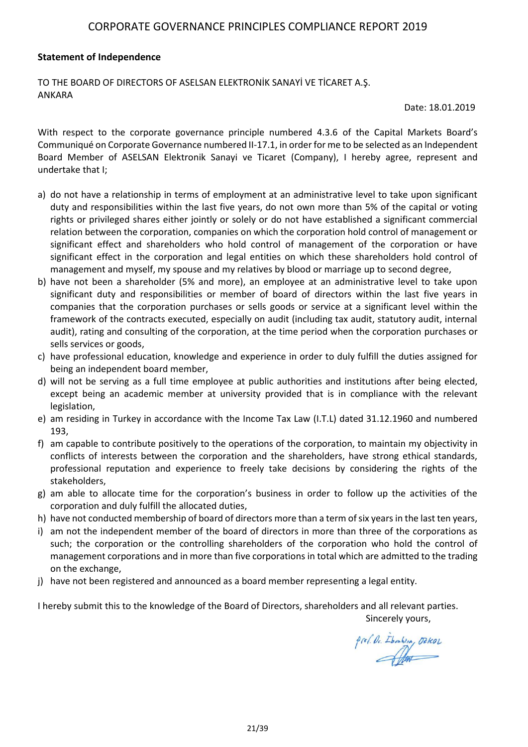**Statement of Independence**

TO THE BOARD OF DIRECTORS OF ASELSAN ELEKTRONİK SANAYİ VE TİCARET A.Ş.
ANKARA

Date: 18.01.2019

With respect to the corporate governance principle numbered 4.3.6 of the Capital Markets Board's Communiqué on Corporate Governance numbered II-17.1, in order for me to be selected as an Independent Board Member of ASELSAN Elektronik Sanayi ve Ticaret (Company), I hereby agree, represent and undertake that I;

a) do not have a relationship in terms of employment at an administrative level to take upon significant duty and responsibilities within the last five years, do not own more than 5% of the capital or voting rights or privileged shares either jointly or solely or do not have established a significant commercial relation between the corporation, companies on which the corporation hold control of management or significant effect and shareholders who hold control of management of the corporation or have significant effect in the corporation and legal entities on which these shareholders hold control of management and myself, my spouse and my relatives by blood or marriage up to second degree,
b) have not been a shareholder (5% and more), an employee at an administrative level to take upon significant duty and responsibilities or member of board of directors within the last five years in companies that the corporation purchases or sells goods or service at a significant level within the framework of the contracts executed, especially on audit (including tax audit, statutory audit, internal audit), rating and consulting of the corporation, at the time period when the corporation purchases or sells services or goods,
c) have professional education, knowledge and experience in order to duly fulfill the duties assigned for being an independent board member,
d) will not be serving as a full time employee at public authorities and institutions after being elected, except being an academic member at university provided that is in compliance with the relevant legislation,
e) am residing in Turkey in accordance with the Income Tax Law (I.T.L) dated 31.12.1960 and numbered 193,
f) am capable to contribute positively to the operations of the corporation, to maintain my objectivity in conflicts of interests between the corporation and the shareholders, have strong ethical standards, professional reputation and experience to freely take decisions by considering the rights of the stakeholders,
g) am able to allocate time for the corporation's business in order to follow up the activities of the corporation and duly fulfill the allocated duties,
h) have not conducted membership of board of directors more than a term of six years in the last ten years,
i) am not the independent member of the board of directors in more than three of the corporations as such; the corporation or the controlling shareholders of the corporation who hold the control of management corporations and in more than five corporations in total which are admitted to the trading on the exchange,
j) have not been registered and announced as a board member representing a legal entity.

I hereby submit this to the knowledge of the Board of Directors, shareholders and all relevant parties.

Sincerely yours,

Prof. Dr. İbrahim ÖZKOL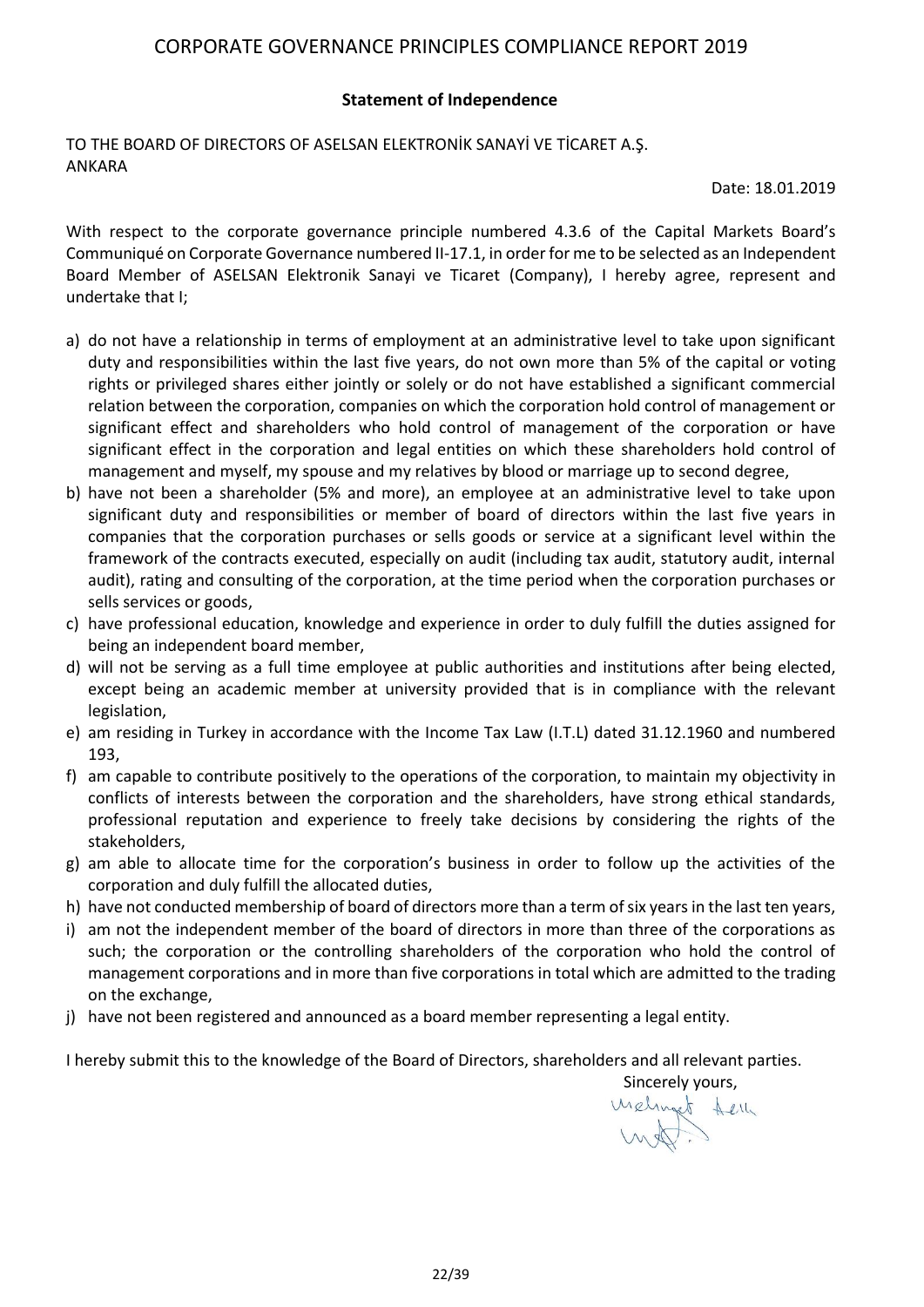## Statement of Independence

TO THE BOARD OF DIRECTORS OF ASELSAN ELEKTRONİK SANAYİ VE TİCARET A.Ş.
ANKARA

Date: 18.01.2019

With respect to the corporate governance principle numbered 4.3.6 of the Capital Markets Board's Communiqué on Corporate Governance numbered II-17.1, in order for me to be selected as an Independent Board Member of ASELSAN Elektronik Sanayi ve Ticaret (Company), I hereby agree, represent and undertake that I;

a) do not have a relationship in terms of employment at an administrative level to take upon significant duty and responsibilities within the last five years, do not own more than 5% of the capital or voting rights or privileged shares either jointly or solely or do not have established a significant commercial relation between the corporation, companies on which the corporation hold control of management or significant effect and shareholders who hold control of management of the corporation or have significant effect in the corporation and legal entities on which these shareholders hold control of management and myself, my spouse and my relatives by blood or marriage up to second degree,
b) have not been a shareholder (5% and more), an employee at an administrative level to take upon significant duty and responsibilities or member of board of directors within the last five years in companies that the corporation purchases or sells goods or service at a significant level within the framework of the contracts executed, especially on audit (including tax audit, statutory audit, internal audit), rating and consulting of the corporation, at the time period when the corporation purchases or sells services or goods,
c) have professional education, knowledge and experience in order to duly fulfill the duties assigned for being an independent board member,
d) will not be serving as a full time employee at public authorities and institutions after being elected, except being an academic member at university provided that is in compliance with the relevant legislation,
e) am residing in Turkey in accordance with the Income Tax Law (I.T.L) dated 31.12.1960 and numbered 193,
f) am capable to contribute positively to the operations of the corporation, to maintain my objectivity in conflicts of interests between the corporation and the shareholders, have strong ethical standards, professional reputation and experience to freely take decisions by considering the rights of the stakeholders,
g) am able to allocate time for the corporation's business in order to follow up the activities of the corporation and duly fulfill the allocated duties,
h) have not conducted membership of board of directors more than a term of six years in the last ten years,
i) am not the independent member of the board of directors in more than three of the corporations as such; the corporation or the controlling shareholders of the corporation who hold the control of management corporations and in more than five corporations in total which are admitted to the trading on the exchange,
j) have not been registered and announced as a board member representing a legal entity.

I hereby submit this to the knowledge of the Board of Directors, shareholders and all relevant parties.

Sincerely yours,

Mehmet Acll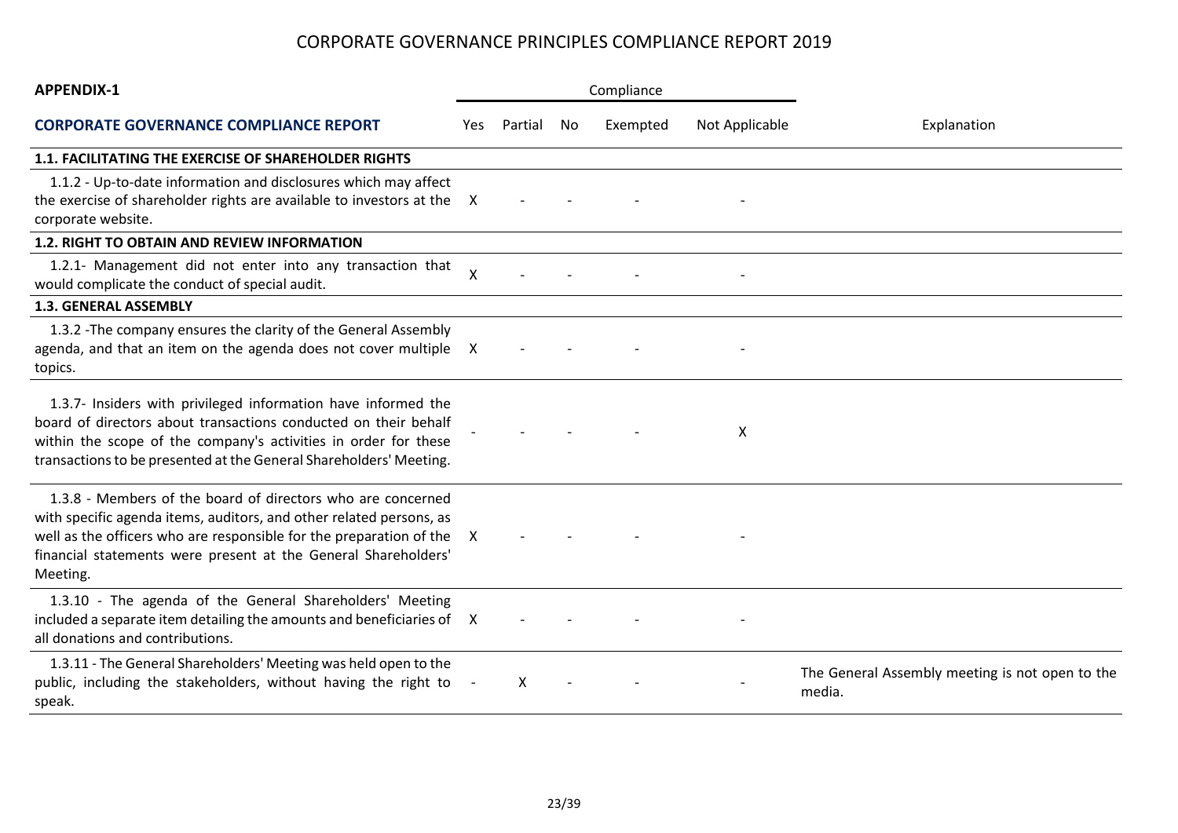# CORPORATE GOVERNANCE PRINCIPLES COMPLIANCE REPORT 2019

**APPENDIX-1**

| **CORPORATE GOVERNANCE COMPLIANCE REPORT** | Compliance | | | | | Explanation |
|---|---|---|---|---|---|---|
| | Yes | Partial | No | Exempted | Not Applicable | |
| **1.1. FACILITATING THE EXERCISE OF SHAREHOLDER RIGHTS** | | | | | | |
| 1.1.2 - Up-to-date information and disclosures which may affect the exercise of shareholder rights are available to investors at the corporate website. | X | - | - | - | - | |
| **1.2. RIGHT TO OBTAIN AND REVIEW INFORMATION** | | | | | | |
| 1.2.1- Management did not enter into any transaction that would complicate the conduct of special audit. | X | - | - | - | - | |
| **1.3. GENERAL ASSEMBLY** | | | | | | |
| 1.3.2 -The company ensures the clarity of the General Assembly agenda, and that an item on the agenda does not cover multiple topics. | X | - | - | - | - | |
| 1.3.7- Insiders with privileged information have informed the board of directors about transactions conducted on their behalf within the scope of the company's activities in order for these transactions to be presented at the General Shareholders' Meeting. | - | - | - | - | X | |
| 1.3.8 - Members of the board of directors who are concerned with specific agenda items, auditors, and other related persons, as well as the officers who are responsible for the preparation of the financial statements were present at the General Shareholders' Meeting. | X | - | - | - | - | |
| 1.3.10 - The agenda of the General Shareholders' Meeting included a separate item detailing the amounts and beneficiaries of all donations and contributions. | X | - | - | - | - | |
| 1.3.11 - The General Shareholders' Meeting was held open to the public, including the stakeholders, without having the right to speak. | - | X | - | - | - | The General Assembly meeting is not open to the media. |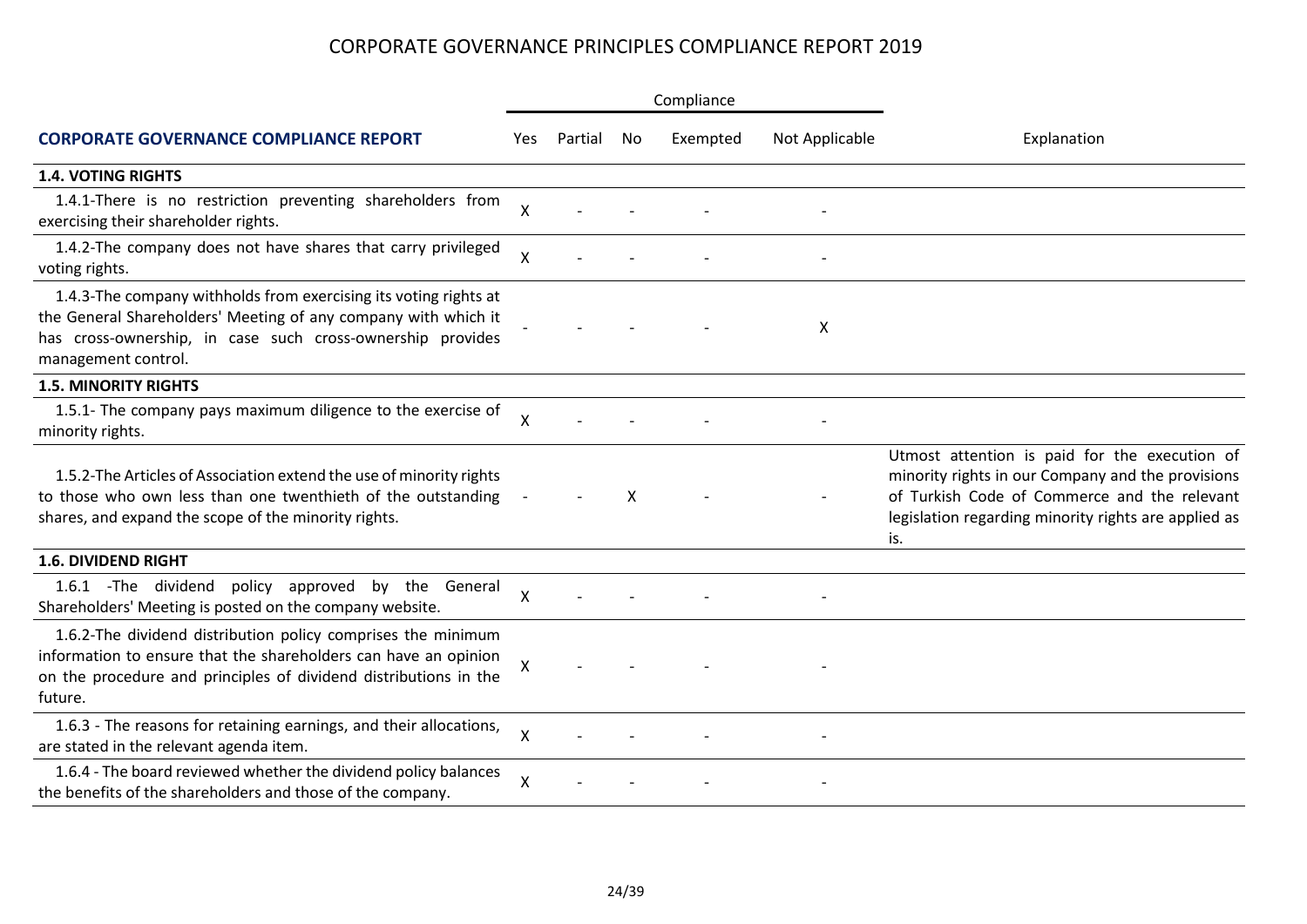# CORPORATE GOVERNANCE PRINCIPLES COMPLIANCE REPORT 2019

| CORPORATE GOVERNANCE COMPLIANCE REPORT | Compliance | | | | | Explanation |
|---|---|---|---|---|---|---|
| | Yes | Partial | No | Exempted | Not Applicable | |
| **1.4. VOTING RIGHTS** | | | | | | |
| 1.4.1-There is no restriction preventing shareholders from exercising their shareholder rights. | X | - | - | - | - | |
| 1.4.2-The company does not have shares that carry privileged voting rights. | X | - | - | - | - | |
| 1.4.3-The company withholds from exercising its voting rights at the General Shareholders' Meeting of any company with which it has cross-ownership, in case such cross-ownership provides management control. | - | - | - | - | X | |
| **1.5. MINORITY RIGHTS** | | | | | | |
| 1.5.1- The company pays maximum diligence to the exercise of minority rights. | X | - | - | - | - | |
| 1.5.2-The Articles of Association extend the use of minority rights to those who own less than one twenthieth of the outstanding shares, and expand the scope of the minority rights. | - | - | X | - | - | Utmost attention is paid for the execution of minority rights in our Company and the provisions of Turkish Code of Commerce and the relevant legislation regarding minority rights are applied as is. |
| **1.6. DIVIDEND RIGHT** | | | | | | |
| 1.6.1 -The dividend policy approved by the General Shareholders' Meeting is posted on the company website. | X | - | - | - | - | |
| 1.6.2-The dividend distribution policy comprises the minimum information to ensure that the shareholders can have an opinion on the procedure and principles of dividend distributions in the future. | X | - | - | - | - | |
| 1.6.3 - The reasons for retaining earnings, and their allocations, are stated in the relevant agenda item. | X | - | - | - | - | |
| 1.6.4 - The board reviewed whether the dividend policy balances the benefits of the shareholders and those of the company. | X | - | - | - | - | |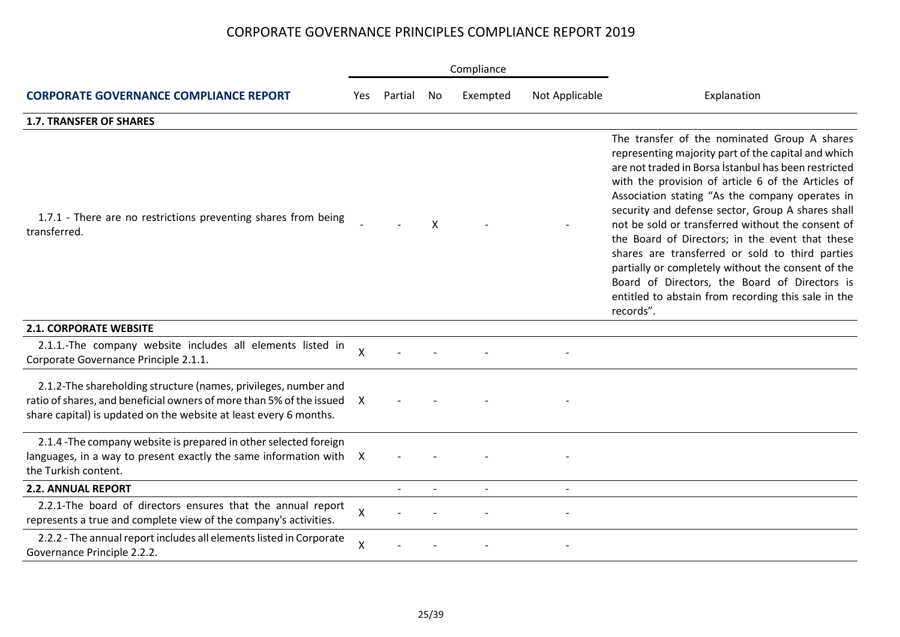# CORPORATE GOVERNANCE PRINCIPLES COMPLIANCE REPORT 2019

| CORPORATE GOVERNANCE COMPLIANCE REPORT | Compliance | | | | | Explanation |
|---|---|---|---|---|---|---|
| | Yes | Partial | No | Exempted | Not Applicable | |
| **1.7. TRANSFER OF SHARES** | | | | | | |
| 1.7.1 - There are no restrictions preventing shares from being transferred. | - | - | X | - | - | The transfer of the nominated Group A shares representing majority part of the capital and which are not traded in Borsa İstanbul has been restricted with the provision of article 6 of the Articles of Association stating "As the company operates in security and defense sector, Group A shares shall not be sold or transferred without the consent of the Board of Directors; in the event that these shares are transferred or sold to third parties partially or completely without the consent of the Board of Directors, the Board of Directors is entitled to abstain from recording this sale in the records". |
| **2.1. CORPORATE WEBSITE** | | | | | | |
| 2.1.1.-The company website includes all elements listed in Corporate Governance Principle 2.1.1. | X | - | - | - | - | |
| 2.1.2-The shareholding structure (names, privileges, number and ratio of shares, and beneficial owners of more than 5% of the issued share capital) is updated on the website at least every 6 months. | X | - | - | - | - | |
| 2.1.4 -The company website is prepared in other selected foreign languages, in a way to present exactly the same information with the Turkish content. | X | - | - | - | - | |
| **2.2. ANNUAL REPORT** | | - | - | - | - | |
| 2.2.1-The board of directors ensures that the annual report represents a true and complete view of the company's activities. | X | - | - | - | - | |
| 2.2.2 - The annual report includes all elements listed in Corporate Governance Principle 2.2.2. | X | - | - | - | - | |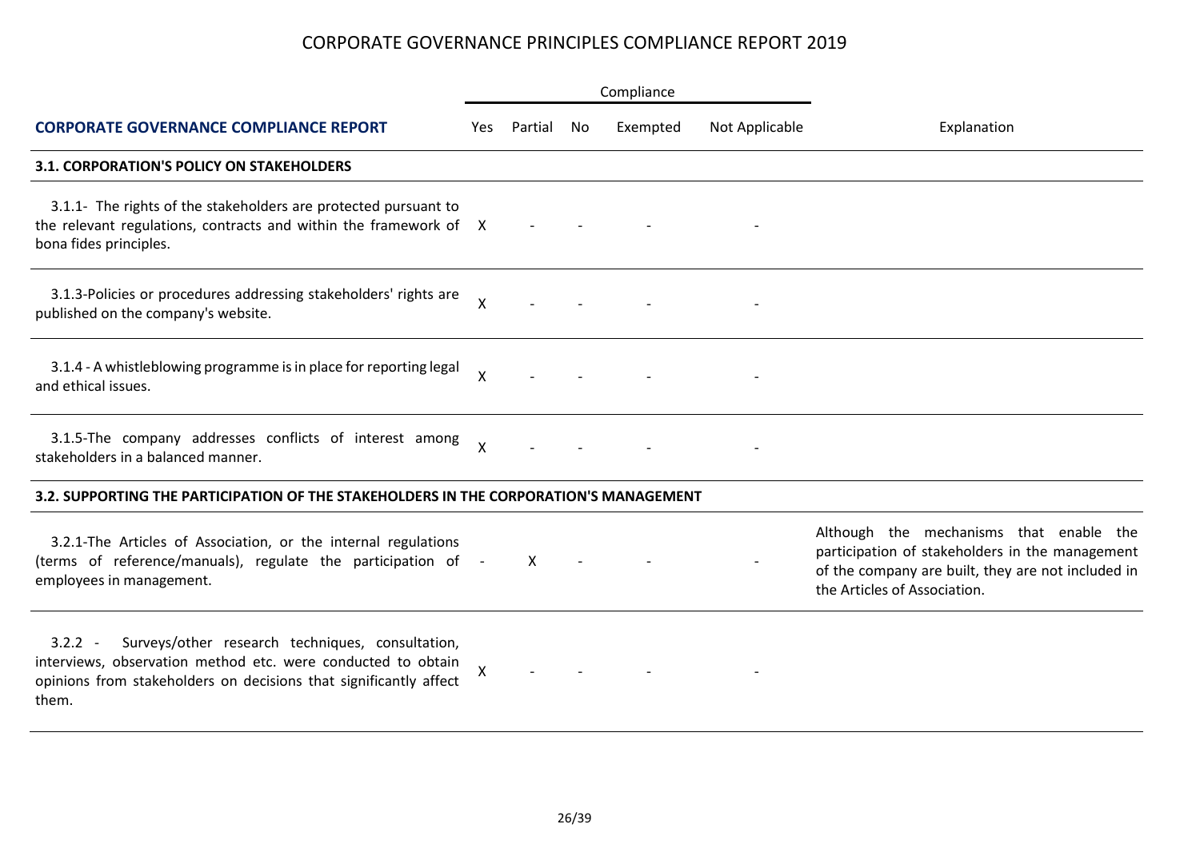# CORPORATE GOVERNANCE PRINCIPLES COMPLIANCE REPORT 2019

| CORPORATE GOVERNANCE COMPLIANCE REPORT | Compliance | | | | | Explanation |
|---|---|---|---|---|---|---|
| | Yes | Partial | No | Exempted | Not Applicable | |
| **3.1. CORPORATION'S POLICY ON STAKEHOLDERS** | | | | | | |
| 3.1.1- The rights of the stakeholders are protected pursuant to the relevant regulations, contracts and within the framework of bona fides principles. | X | - | - | - | - | |
| 3.1.3-Policies or procedures addressing stakeholders' rights are published on the company's website. | X | - | - | - | - | |
| 3.1.4 - A whistleblowing programme is in place for reporting legal and ethical issues. | X | - | - | - | - | |
| 3.1.5-The company addresses conflicts of interest among stakeholders in a balanced manner. | X | - | - | - | - | |
| **3.2. SUPPORTING THE PARTICIPATION OF THE STAKEHOLDERS IN THE CORPORATION'S MANAGEMENT** | | | | | | |
| 3.2.1-The Articles of Association, or the internal regulations (terms of reference/manuals), regulate the participation of employees in management. | - | X | - | - | - | Although the mechanisms that enable the participation of stakeholders in the management of the company are built, they are not included in the Articles of Association. |
| 3.2.2 - Surveys/other research techniques, consultation, interviews, observation method etc. were conducted to obtain opinions from stakeholders on decisions that significantly affect them. | X | - | - | - | - | |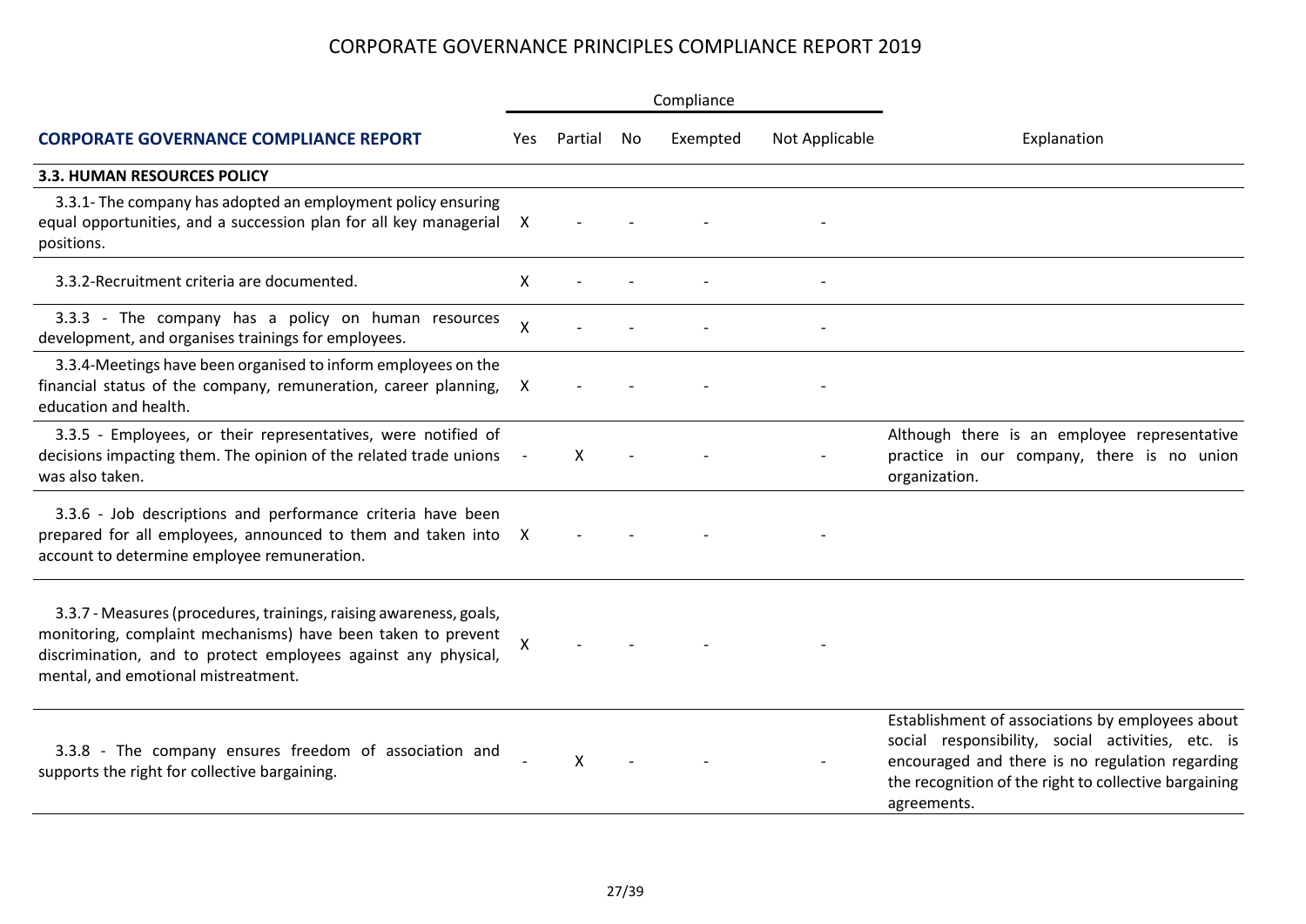# CORPORATE GOVERNANCE PRINCIPLES COMPLIANCE REPORT 2019

| CORPORATE GOVERNANCE COMPLIANCE REPORT | Compliance | | | | | Explanation |
|---|---|---|---|---|---|---|
| | Yes | Partial | No | Exempted | Not Applicable | |
| **3.3. HUMAN RESOURCES POLICY** | | | | | | |
| 3.3.1- The company has adopted an employment policy ensuring equal opportunities, and a succession plan for all key managerial positions. | X | - | - | - | - | |
| 3.3.2-Recruitment criteria are documented. | X | - | - | - | - | |
| 3.3.3 - The company has a policy on human resources development, and organises trainings for employees. | X | - | - | - | - | |
| 3.3.4-Meetings have been organised to inform employees on the financial status of the company, remuneration, career planning, education and health. | X | - | - | - | - | |
| 3.3.5 - Employees, or their representatives, were notified of decisions impacting them. The opinion of the related trade unions was also taken. | - | X | - | - | - | Although there is an employee representative practice in our company, there is no union organization. |
| 3.3.6 - Job descriptions and performance criteria have been prepared for all employees, announced to them and taken into account to determine employee remuneration. | X | - | - | - | - | |
| 3.3.7 - Measures (procedures, trainings, raising awareness, goals, monitoring, complaint mechanisms) have been taken to prevent discrimination, and to protect employees against any physical, mental, and emotional mistreatment. | X | - | - | - | - | |
| 3.3.8 - The company ensures freedom of association and supports the right for collective bargaining. | - | X | - | - | - | Establishment of associations by employees about social responsibility, social activities, etc. is encouraged and there is no regulation regarding the recognition of the right to collective bargaining agreements. |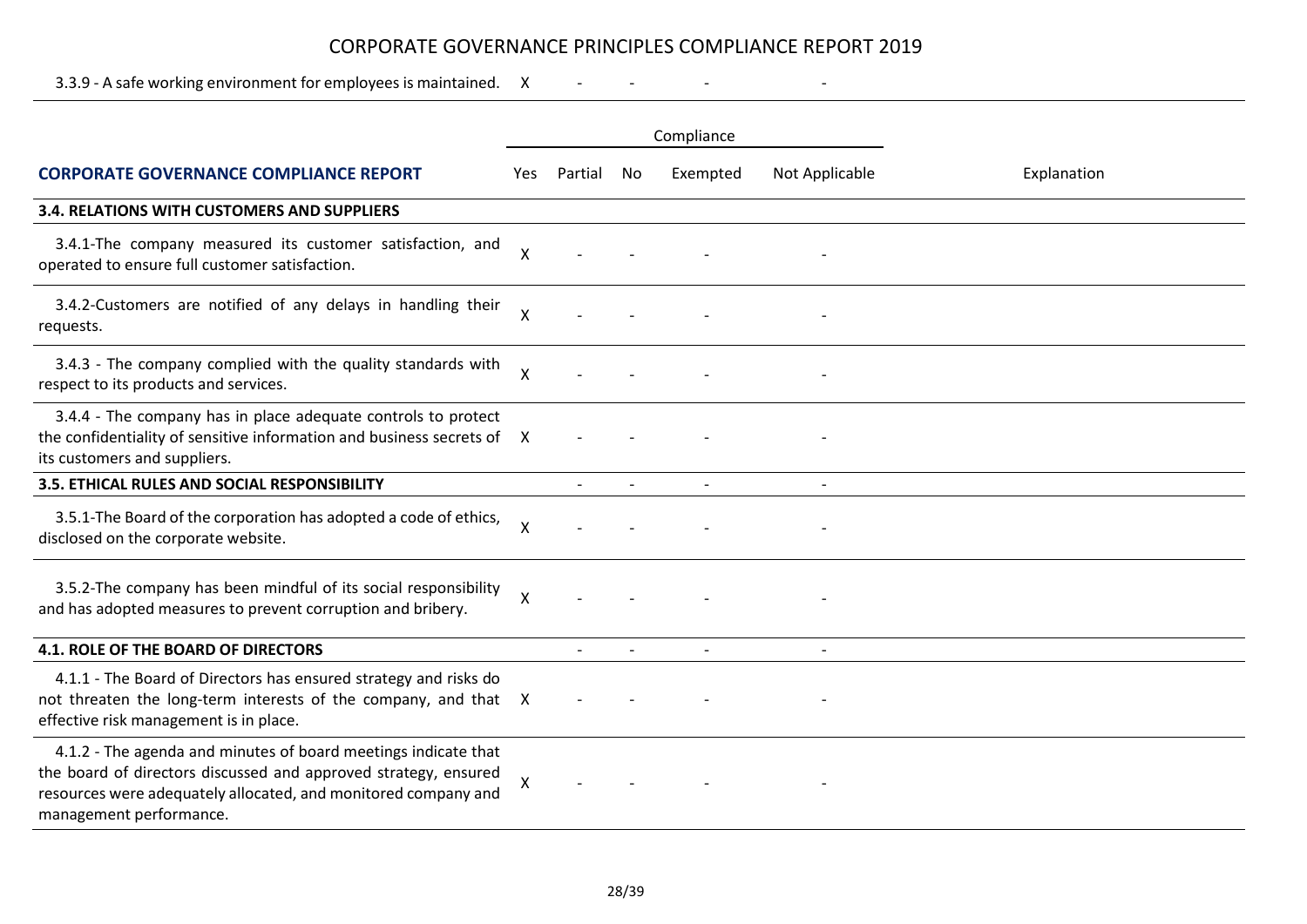# CORPORATE GOVERNANCE PRINCIPLES COMPLIANCE REPORT 2019

| | Yes | Partial | No | Exempted | Not Applicable | Explanation |
|---|---|---|---|---|---|---|
| 3.3.9 - A safe working environment for employees is maintained. | X | - | - | - | - | |

| | Compliance | | | | | |
|---|---|---|---|---|---|---|
| **CORPORATE GOVERNANCE COMPLIANCE REPORT** | Yes | Partial | No | Exempted | Not Applicable | Explanation |
| **3.4. RELATIONS WITH CUSTOMERS AND SUPPLIERS** | | | | | | |
| 3.4.1-The company measured its customer satisfaction, and operated to ensure full customer satisfaction. | X | - | - | - | - | |
| 3.4.2-Customers are notified of any delays in handling their requests. | X | - | - | - | - | |
| 3.4.3 - The company complied with the quality standards with respect to its products and services. | X | - | - | - | - | |
| 3.4.4 - The company has in place adequate controls to protect the confidentiality of sensitive information and business secrets of its customers and suppliers. | X | - | - | - | - | |
| **3.5. ETHICAL RULES AND SOCIAL RESPONSIBILITY** | | - | - | - | - | |
| 3.5.1-The Board of the corporation has adopted a code of ethics, disclosed on the corporate website. | X | - | - | - | - | |
| 3.5.2-The company has been mindful of its social responsibility and has adopted measures to prevent corruption and bribery. | X | - | - | - | - | |
| **4.1. ROLE OF THE BOARD OF DIRECTORS** | | - | - | - | - | |
| 4.1.1 - The Board of Directors has ensured strategy and risks do not threaten the long-term interests of the company, and that effective risk management is in place. | X | - | - | - | - | |
| 4.1.2 - The agenda and minutes of board meetings indicate that the board of directors discussed and approved strategy, ensured resources were adequately allocated, and monitored company and management performance. | X | - | - | - | - | |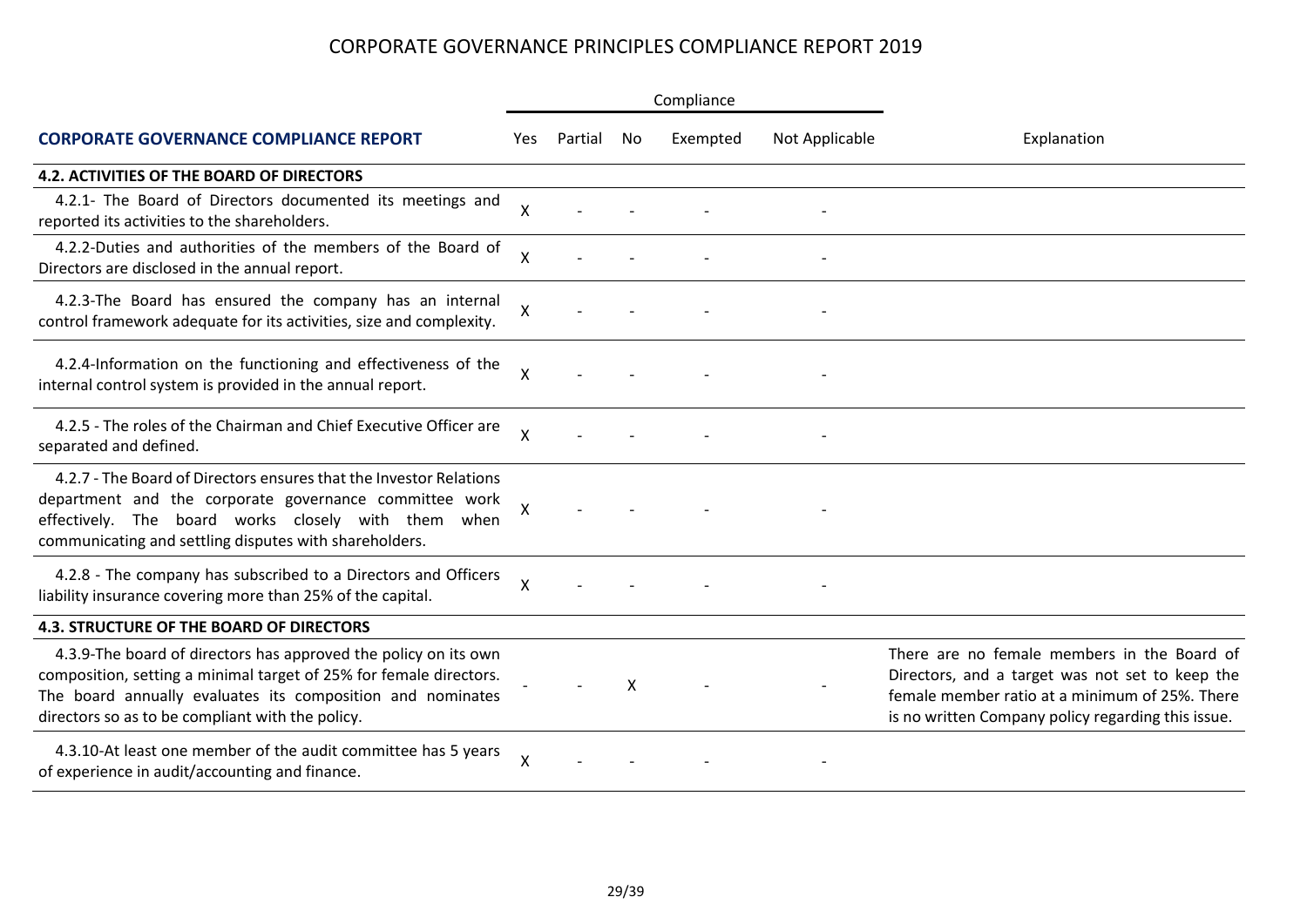# CORPORATE GOVERNANCE PRINCIPLES COMPLIANCE REPORT 2019

| CORPORATE GOVERNANCE COMPLIANCE REPORT | Compliance | | | | | Explanation |
|---|---|---|---|---|---|---|
| | Yes | Partial | No | Exempted | Not Applicable | |
| **4.2. ACTIVITIES OF THE BOARD OF DIRECTORS** | | | | | | |
| 4.2.1- The Board of Directors documented its meetings and reported its activities to the shareholders. | X | - | - | - | - | |
| 4.2.2-Duties and authorities of the members of the Board of Directors are disclosed in the annual report. | X | - | - | - | - | |
| 4.2.3-The Board has ensured the company has an internal control framework adequate for its activities, size and complexity. | X | - | - | - | - | |
| 4.2.4-Information on the functioning and effectiveness of the internal control system is provided in the annual report. | X | - | - | - | - | |
| 4.2.5 - The roles of the Chairman and Chief Executive Officer are separated and defined. | X | - | - | - | - | |
| 4.2.7 - The Board of Directors ensures that the Investor Relations department and the corporate governance committee work effectively. The board works closely with them when communicating and settling disputes with shareholders. | X | - | - | - | - | |
| 4.2.8 - The company has subscribed to a Directors and Officers liability insurance covering more than 25% of the capital. | X | - | - | - | - | |
| **4.3. STRUCTURE OF THE BOARD OF DIRECTORS** | | | | | | |
| 4.3.9-The board of directors has approved the policy on its own composition, setting a minimal target of 25% for female directors. The board annually evaluates its composition and nominates directors so as to be compliant with the policy. | - | - | X | - | - | There are no female members in the Board of Directors, and a target was not set to keep the female member ratio at a minimum of 25%. There is no written Company policy regarding this issue. |
| 4.3.10-At least one member of the audit committee has 5 years of experience in audit/accounting and finance. | X | - | - | - | - | |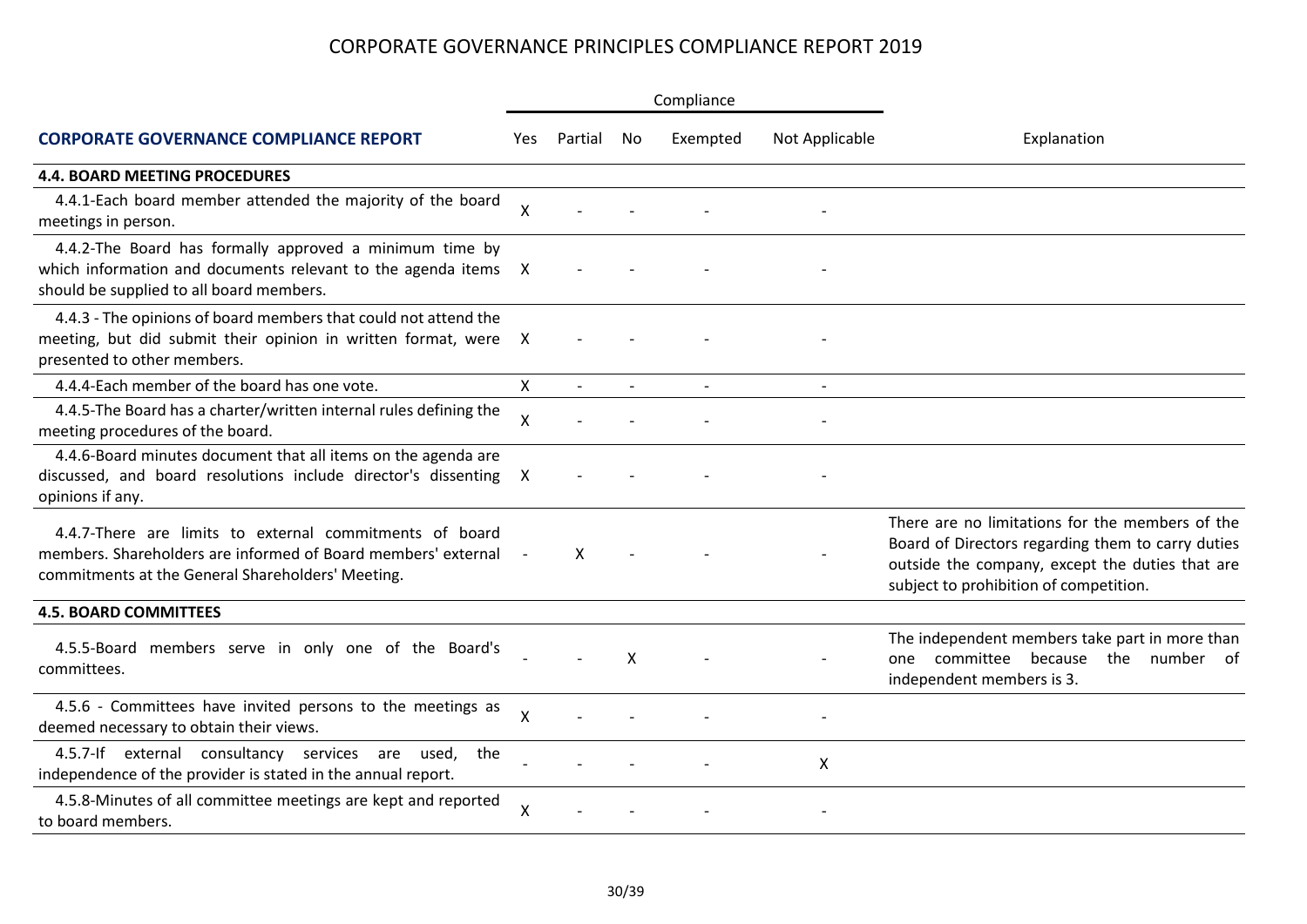# CORPORATE GOVERNANCE PRINCIPLES COMPLIANCE REPORT 2019

| | Compliance | | | | | |
|---|---|---|---|---|---|---|
| **CORPORATE GOVERNANCE COMPLIANCE REPORT** | Yes | Partial | No | Exempted | Not Applicable | Explanation |
| **4.4. BOARD MEETING PROCEDURES** | | | | | | |
| 4.4.1-Each board member attended the majority of the board meetings in person. | X | - | - | - | - | |
| 4.4.2-The Board has formally approved a minimum time by which information and documents relevant to the agenda items should be supplied to all board members. | X | - | - | - | - | |
| 4.4.3 - The opinions of board members that could not attend the meeting, but did submit their opinion in written format, were presented to other members. | X | - | - | - | - | |
| 4.4.4-Each member of the board has one vote. | X | - | - | - | - | |
| 4.4.5-The Board has a charter/written internal rules defining the meeting procedures of the board. | X | - | - | - | - | |
| 4.4.6-Board minutes document that all items on the agenda are discussed, and board resolutions include director's dissenting opinions if any. | X | - | - | - | - | |
| 4.4.7-There are limits to external commitments of board members. Shareholders are informed of Board members' external commitments at the General Shareholders' Meeting. | - | X | - | - | - | There are no limitations for the members of the Board of Directors regarding them to carry duties outside the company, except the duties that are subject to prohibition of competition. |
| **4.5. BOARD COMMITTEES** | | | | | | |
| 4.5.5-Board members serve in only one of the Board's committees. | - | - | X | - | - | The independent members take part in more than one committee because the number of independent members is 3. |
| 4.5.6 - Committees have invited persons to the meetings as deemed necessary to obtain their views. | X | - | - | - | - | |
| 4.5.7-If external consultancy services are used, the independence of the provider is stated in the annual report. | - | - | - | - | X | |
| 4.5.8-Minutes of all committee meetings are kept and reported to board members. | X | - | - | - | - | |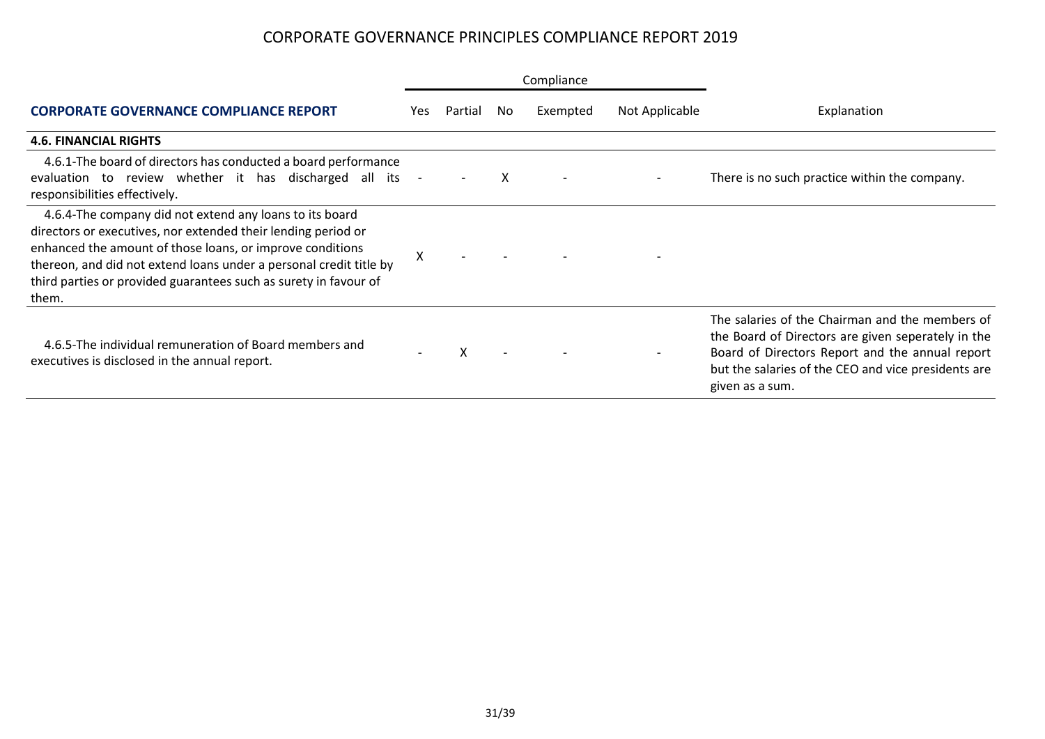# CORPORATE GOVERNANCE PRINCIPLES COMPLIANCE REPORT 2019

| CORPORATE GOVERNANCE COMPLIANCE REPORT | Compliance | | | | | Explanation |
|---|---|---|---|---|---|---|
| | Yes | Partial | No | Exempted | Not Applicable | |
| **4.6. FINANCIAL RIGHTS** | | | | | | |
| 4.6.1-The board of directors has conducted a board performance evaluation to review whether it has discharged all its responsibilities effectively. | - | - | X | - | - | There is no such practice within the company. |
| 4.6.4-The company did not extend any loans to its board directors or executives, nor extended their lending period or enhanced the amount of those loans, or improve conditions thereon, and did not extend loans under a personal credit title by third parties or provided guarantees such as surety in favour of them. | X | - | - | - | - | |
| 4.6.5-The individual remuneration of Board members and executives is disclosed in the annual report. | - | X | - | - | - | The salaries of the Chairman and the members of the Board of Directors are given seperately in the Board of Directors Report and the annual report but the salaries of the CEO and vice presidents are given as a sum. |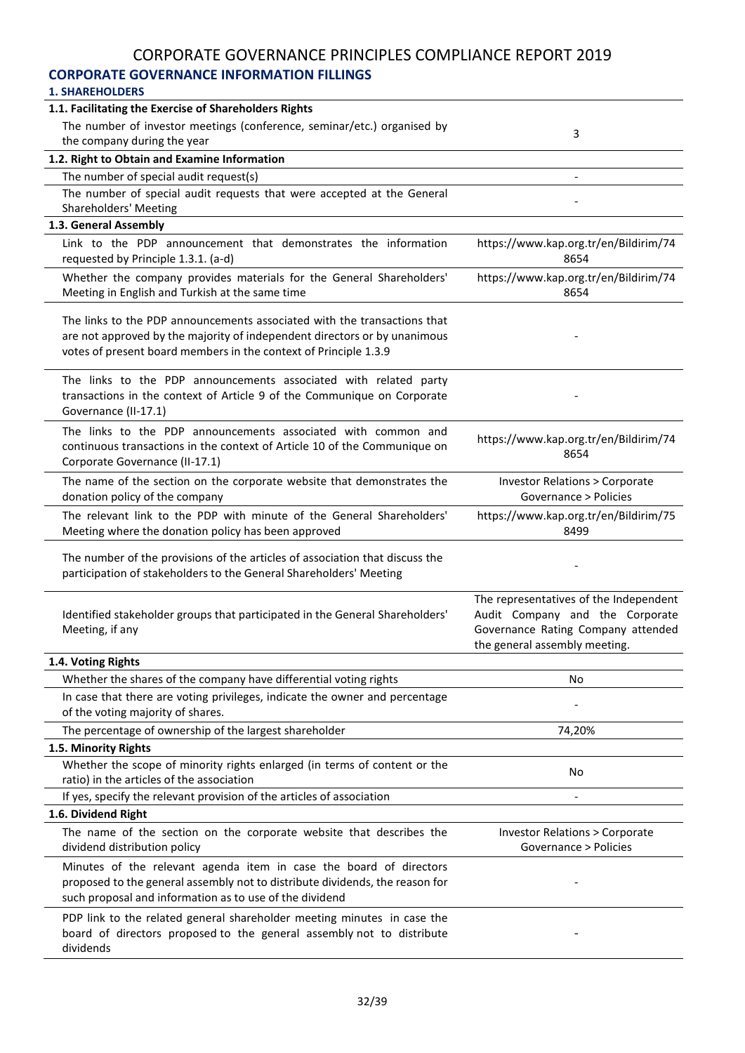# CORPORATE GOVERNANCE PRINCIPLES COMPLIANCE REPORT 2019

## CORPORATE GOVERNANCE INFORMATION FILLINGS

### 1. SHAREHOLDERS

| | |
|---|---|
| **1.1. Facilitating the Exercise of Shareholders Rights** | |
| The number of investor meetings (conference, seminar/etc.) organised by the company during the year | 3 |
| **1.2. Right to Obtain and Examine Information** | |
| The number of special audit request(s) | - |
| The number of special audit requests that were accepted at the General Shareholders' Meeting | - |
| **1.3. General Assembly** | |
| Link to the PDP announcement that demonstrates the information requested by Principle 1.3.1. (a-d) | https://www.kap.org.tr/en/Bildirim/748654 |
| Whether the company provides materials for the General Shareholders' Meeting in English and Turkish at the same time | https://www.kap.org.tr/en/Bildirim/748654 |
| The links to the PDP announcements associated with the transactions that are not approved by the majority of independent directors or by unanimous votes of present board members in the context of Principle 1.3.9 | - |
| The links to the PDP announcements associated with related party transactions in the context of Article 9 of the Communique on Corporate Governance (II-17.1) | - |
| The links to the PDP announcements associated with common and continuous transactions in the context of Article 10 of the Communique on Corporate Governance (II-17.1) | https://www.kap.org.tr/en/Bildirim/748654 |
| The name of the section on the corporate website that demonstrates the donation policy of the company | Investor Relations > Corporate Governance > Policies |
| The relevant link to the PDP with minute of the General Shareholders' Meeting where the donation policy has been approved | https://www.kap.org.tr/en/Bildirim/758499 |
| The number of the provisions of the articles of association that discuss the participation of stakeholders to the General Shareholders' Meeting | - |
| Identified stakeholder groups that participated in the General Shareholders' Meeting, if any | The representatives of the Independent Audit Company and the Corporate Governance Rating Company attended the general assembly meeting. |
| **1.4. Voting Rights** | |
| Whether the shares of the company have differential voting rights | No |
| In case that there are voting privileges, indicate the owner and percentage of the voting majority of shares. | - |
| The percentage of ownership of the largest shareholder | 74,20% |
| **1.5. Minority Rights** | |
| Whether the scope of minority rights enlarged (in terms of content or the ratio) in the articles of the association | No |
| If yes, specify the relevant provision of the articles of association | - |
| **1.6. Dividend Right** | |
| The name of the section on the corporate website that describes the dividend distribution policy | Investor Relations > Corporate Governance > Policies |
| Minutes of the relevant agenda item in case the board of directors proposed to the general assembly not to distribute dividends, the reason for such proposal and information as to use of the dividend | - |
| PDP link to the related general shareholder meeting minutes in case the board of directors proposed to the general assembly not to distribute dividends | - |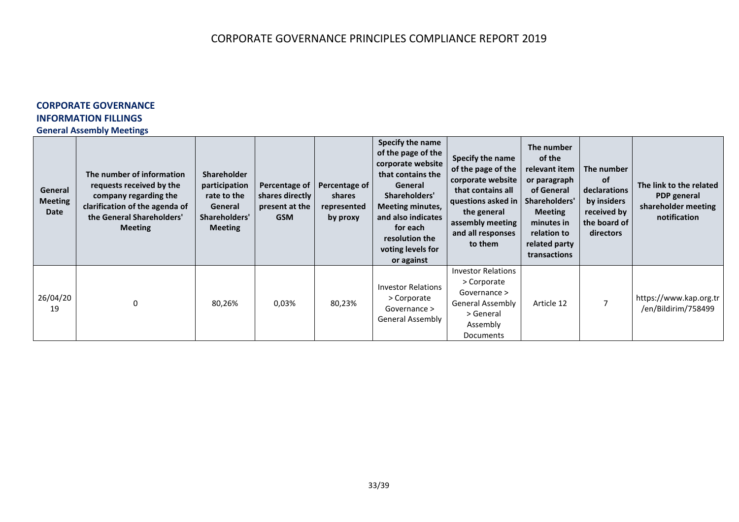# CORPORATE GOVERNANCE PRINCIPLES COMPLIANCE REPORT 2019

## CORPORATE GOVERNANCE INFORMATION FILLINGS

### General Assembly Meetings

| General Meeting Date | The number of information requests received by the company regarding the clarification of the agenda of the General Shareholders' Meeting | Shareholder participation rate to the General Shareholders' Meeting | Percentage of shares directly present at the GSM | Percentage of shares represented by proxy | Specify the name of the page of the corporate website that contains the General Shareholders' Meeting minutes, and also indicates for each resolution the voting levels for or against | Specify the name of the page of the corporate website that contains all questions asked in the general assembly meeting and all responses to them | The number of the relevant item or paragraph of General Shareholders' Meeting minutes in relation to related party transactions | The number of declarations by insiders received by the board of directors | The link to the related PDP general shareholder meeting notification |
|---|---|---|---|---|---|---|---|---|---|
| 26/04/2019 | 0 | 80,26% | 0,03% | 80,23% | Investor Relations > Corporate Governance > General Assembly | Investor Relations > Corporate Governance > General Assembly > General Assembly Documents | Article 12 | 7 | https://www.kap.org.tr/en/Bildirim/758499 |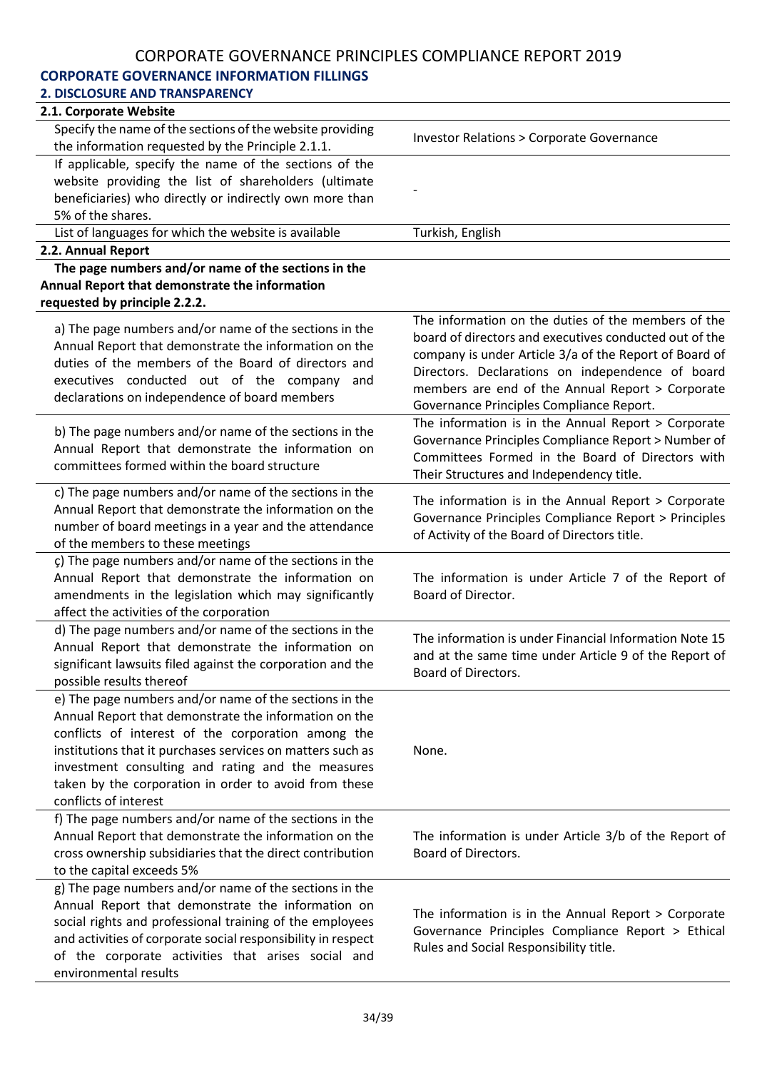# CORPORATE GOVERNANCE PRINCIPLES COMPLIANCE REPORT 2019

## CORPORATE GOVERNANCE INFORMATION FILLINGS

### 2. DISCLOSURE AND TRANSPARENCY

| 2.1. Corporate Website | |
|---|---|
| Specify the name of the sections of the website providing the information requested by the Principle 2.1.1. | Investor Relations > Corporate Governance |
| If applicable, specify the name of the sections of the website providing the list of shareholders (ultimate beneficiaries) who directly or indirectly own more than 5% of the shares. | - |
| List of languages for which the website is available | Turkish, English |
| **2.2. Annual Report** | |
| **The page numbers and/or name of the sections in the Annual Report that demonstrate the information requested by principle 2.2.2.** | |
| a) The page numbers and/or name of the sections in the Annual Report that demonstrate the information on the duties of the members of the Board of directors and executives conducted out of the company and declarations on independence of board members | The information on the duties of the members of the board of directors and executives conducted out of the company is under Article 3/a of the Report of Board of Directors. Declarations on independence of board members are end of the Annual Report > Corporate Governance Principles Compliance Report. |
| b) The page numbers and/or name of the sections in the Annual Report that demonstrate the information on committees formed within the board structure | The information is in the Annual Report > Corporate Governance Principles Compliance Report > Number of Committees Formed in the Board of Directors with Their Structures and Independency title. |
| c) The page numbers and/or name of the sections in the Annual Report that demonstrate the information on the number of board meetings in a year and the attendance of the members to these meetings | The information is in the Annual Report > Corporate Governance Principles Compliance Report > Principles of Activity of the Board of Directors title. |
| ç) The page numbers and/or name of the sections in the Annual Report that demonstrate the information on amendments in the legislation which may significantly affect the activities of the corporation | The information is under Article 7 of the Report of Board of Director. |
| d) The page numbers and/or name of the sections in the Annual Report that demonstrate the information on significant lawsuits filed against the corporation and the possible results thereof | The information is under Financial Information Note 15 and at the same time under Article 9 of the Report of Board of Directors. |
| e) The page numbers and/or name of the sections in the Annual Report that demonstrate the information on the conflicts of interest of the corporation among the institutions that it purchases services on matters such as investment consulting and rating and the measures taken by the corporation in order to avoid from these conflicts of interest | None. |
| f) The page numbers and/or name of the sections in the Annual Report that demonstrate the information on the cross ownership subsidiaries that the direct contribution to the capital exceeds 5% | The information is under Article 3/b of the Report of Board of Directors. |
| g) The page numbers and/or name of the sections in the Annual Report that demonstrate the information on social rights and professional training of the employees and activities of corporate social responsibility in respect of the corporate activities that arises social and environmental results | The information is in the Annual Report > Corporate Governance Principles Compliance Report > Ethical Rules and Social Responsibility title. |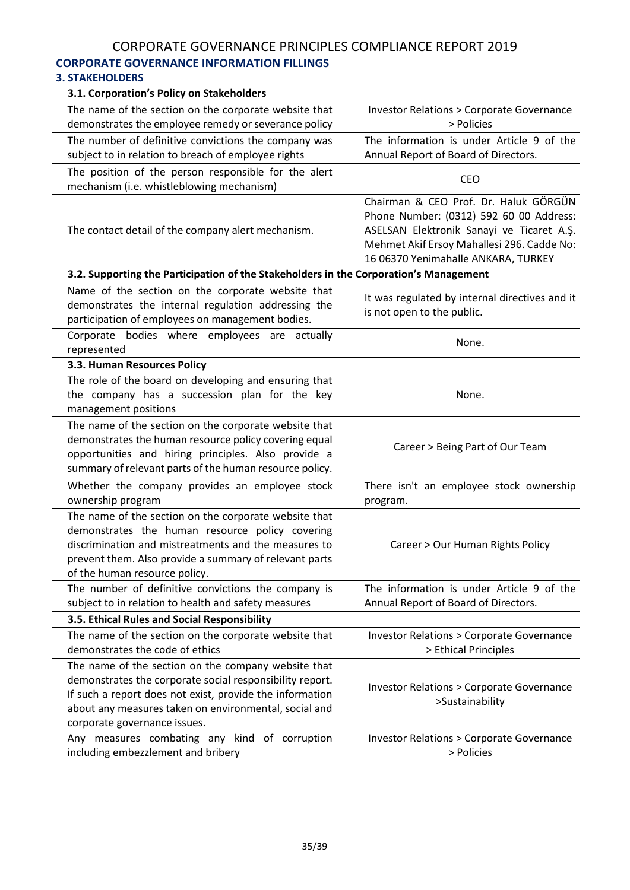# CORPORATE GOVERNANCE PRINCIPLES COMPLIANCE REPORT 2019

## CORPORATE GOVERNANCE INFORMATION FILLINGS

### 3. STAKEHOLDERS

| 3.1. Corporation's Policy on Stakeholders | |
|---|---|
| The name of the section on the corporate website that demonstrates the employee remedy or severance policy | Investor Relations > Corporate Governance > Policies |
| The number of definitive convictions the company was subject to in relation to breach of employee rights | The information is under Article 9 of the Annual Report of Board of Directors. |
| The position of the person responsible for the alert mechanism (i.e. whistleblowing mechanism) | CEO |
| The contact detail of the company alert mechanism. | Chairman & CEO Prof. Dr. Haluk GÖRGÜN Phone Number: (0312) 592 60 00 Address: ASELSAN Elektronik Sanayi ve Ticaret A.Ş. Mehmet Akif Ersoy Mahallesi 296. Cadde No: 16 06370 Yenimahalle ANKARA, TURKEY |
| **3.2. Supporting the Participation of the Stakeholders in the Corporation's Management** | |
| Name of the section on the corporate website that demonstrates the internal regulation addressing the participation of employees on management bodies. | It was regulated by internal directives and it is not open to the public. |
| Corporate bodies where employees are actually represented | None. |
| **3.3. Human Resources Policy** | |
| The role of the board on developing and ensuring that the company has a succession plan for the key management positions | None. |
| The name of the section on the corporate website that demonstrates the human resource policy covering equal opportunities and hiring principles. Also provide a summary of relevant parts of the human resource policy. | Career > Being Part of Our Team |
| Whether the company provides an employee stock ownership program | There isn't an employee stock ownership program. |
| The name of the section on the corporate website that demonstrates the human resource policy covering discrimination and mistreatments and the measures to prevent them. Also provide a summary of relevant parts of the human resource policy. | Career > Our Human Rights Policy |
| The number of definitive convictions the company is subject to in relation to health and safety measures | The information is under Article 9 of the Annual Report of Board of Directors. |
| **3.5. Ethical Rules and Social Responsibility** | |
| The name of the section on the corporate website that demonstrates the code of ethics | Investor Relations > Corporate Governance > Ethical Principles |
| The name of the section on the company website that demonstrates the corporate social responsibility report. If such a report does not exist, provide the information about any measures taken on environmental, social and corporate governance issues. | Investor Relations > Corporate Governance >Sustainability |
| Any measures combating any kind of corruption including embezzlement and bribery | Investor Relations > Corporate Governance > Policies |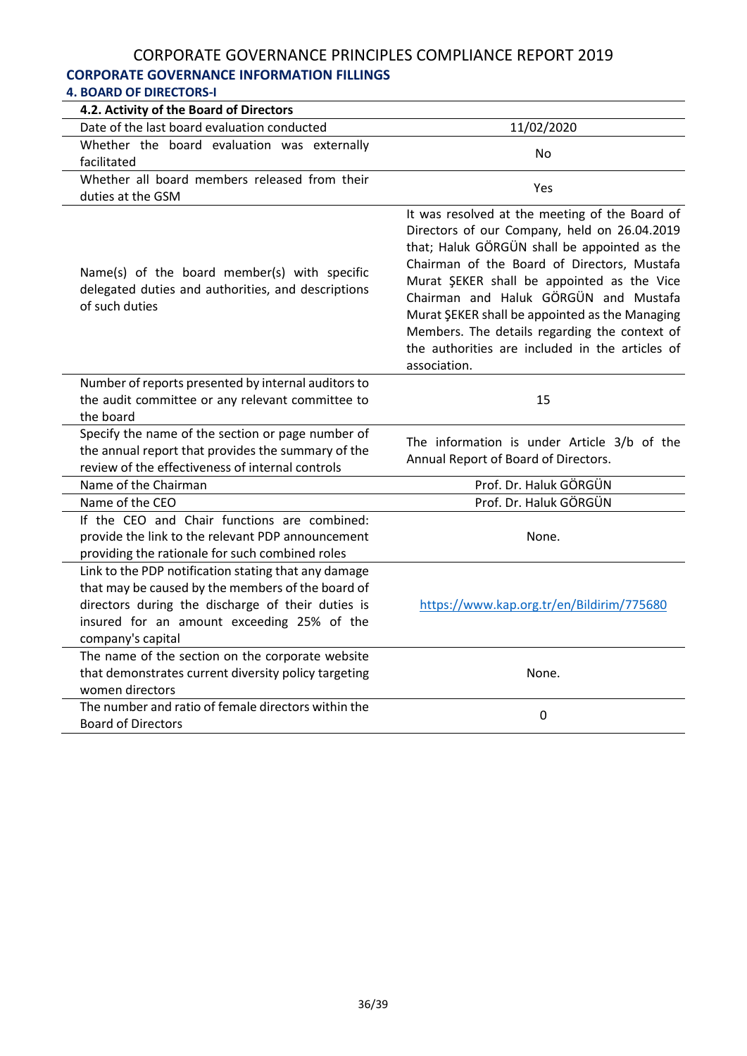# CORPORATE GOVERNANCE PRINCIPLES COMPLIANCE REPORT 2019

## CORPORATE GOVERNANCE INFORMATION FILLINGS

### 4. BOARD OF DIRECTORS-I

| 4.2. Activity of the Board of Directors | |
|---|---|
| Date of the last board evaluation conducted | 11/02/2020 |
| Whether the board evaluation was externally facilitated | No |
| Whether all board members released from their duties at the GSM | Yes |
| Name(s) of the board member(s) with specific delegated duties and authorities, and descriptions of such duties | It was resolved at the meeting of the Board of Directors of our Company, held on 26.04.2019 that; Haluk GÖRGÜN shall be appointed as the Chairman of the Board of Directors, Mustafa Murat ŞEKER shall be appointed as the Vice Chairman and Haluk GÖRGÜN and Mustafa Murat ŞEKER shall be appointed as the Managing Members. The details regarding the context of the authorities are included in the articles of association. |
| Number of reports presented by internal auditors to the audit committee or any relevant committee to the board | 15 |
| Specify the name of the section or page number of the annual report that provides the summary of the review of the effectiveness of internal controls | The information is under Article 3/b of the Annual Report of Board of Directors. |
| Name of the Chairman | Prof. Dr. Haluk GÖRGÜN |
| Name of the CEO | Prof. Dr. Haluk GÖRGÜN |
| If the CEO and Chair functions are combined: provide the link to the relevant PDP announcement providing the rationale for such combined roles | None. |
| Link to the PDP notification stating that any damage that may be caused by the members of the board of directors during the discharge of their duties is insured for an amount exceeding 25% of the company's capital | https://www.kap.org.tr/en/Bildirim/775680 |
| The name of the section on the corporate website that demonstrates current diversity policy targeting women directors | None. |
| The number and ratio of female directors within the Board of Directors | 0 |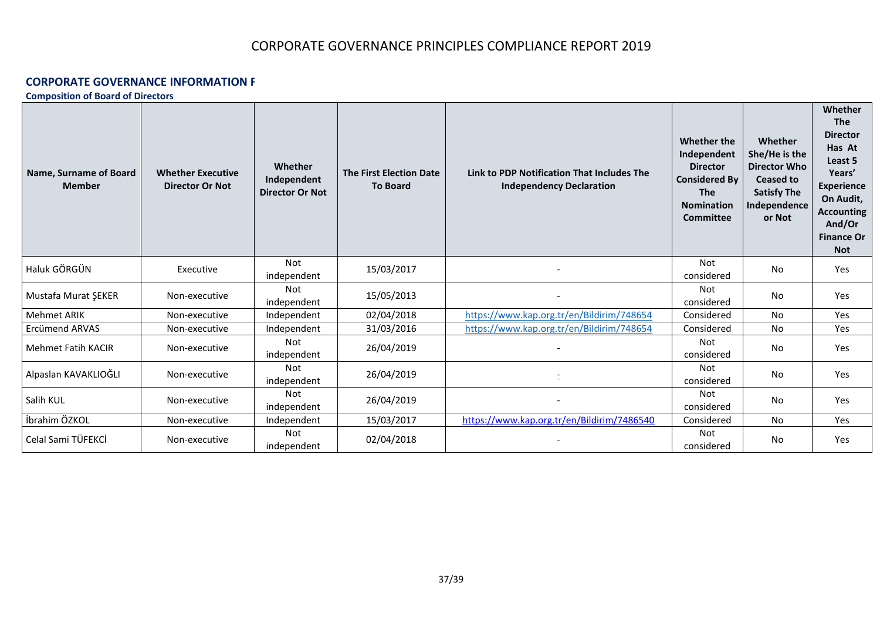# CORPORATE GOVERNANCE PRINCIPLES COMPLIANCE REPORT 2019

**CORPORATE GOVERNANCE INFORMATION F**

**Composition of Board of Directors**

| Name, Surname of Board Member | Whether Executive Director Or Not | Whether Independent Director Or Not | The First Election Date To Board | Link to PDP Notification That Includes The Independency Declaration | Whether the Independent Director Considered By The Nomination Committee | Whether She/He is the Director Who Ceased to Satisfy The Independence or Not | Whether The Director Has At Least 5 Years' Experience On Audit, Accounting And/Or Finance Or Not |
|---|---|---|---|---|---|---|---|
| Haluk GÖRGÜN | Executive | Not independent | 15/03/2017 | - | Not considered | No | Yes |
| Mustafa Murat ŞEKER | Non-executive | Not independent | 15/05/2013 | - | Not considered | No | Yes |
| Mehmet ARIK | Non-executive | Independent | 02/04/2018 | https://www.kap.org.tr/en/Bildirim/748654 | Considered | No | Yes |
| Ercümend ARVAS | Non-executive | Independent | 31/03/2016 | https://www.kap.org.tr/en/Bildirim/748654 | Considered | No | Yes |
| Mehmet Fatih KACIR | Non-executive | Not independent | 26/04/2019 | - | Not considered | No | Yes |
| Alpaslan KAVAKLIOĞLI | Non-executive | Not independent | 26/04/2019 | - | Not considered | No | Yes |
| Salih KUL | Non-executive | Not independent | 26/04/2019 | - | Not considered | No | Yes |
| İbrahim ÖZKOL | Non-executive | Independent | 15/03/2017 | https://www.kap.org.tr/en/Bildirim/7486540 | Considered | No | Yes |
| Celal Sami TÜFEKCİ | Non-executive | Not independent | 02/04/2018 | - | Not considered | No | Yes |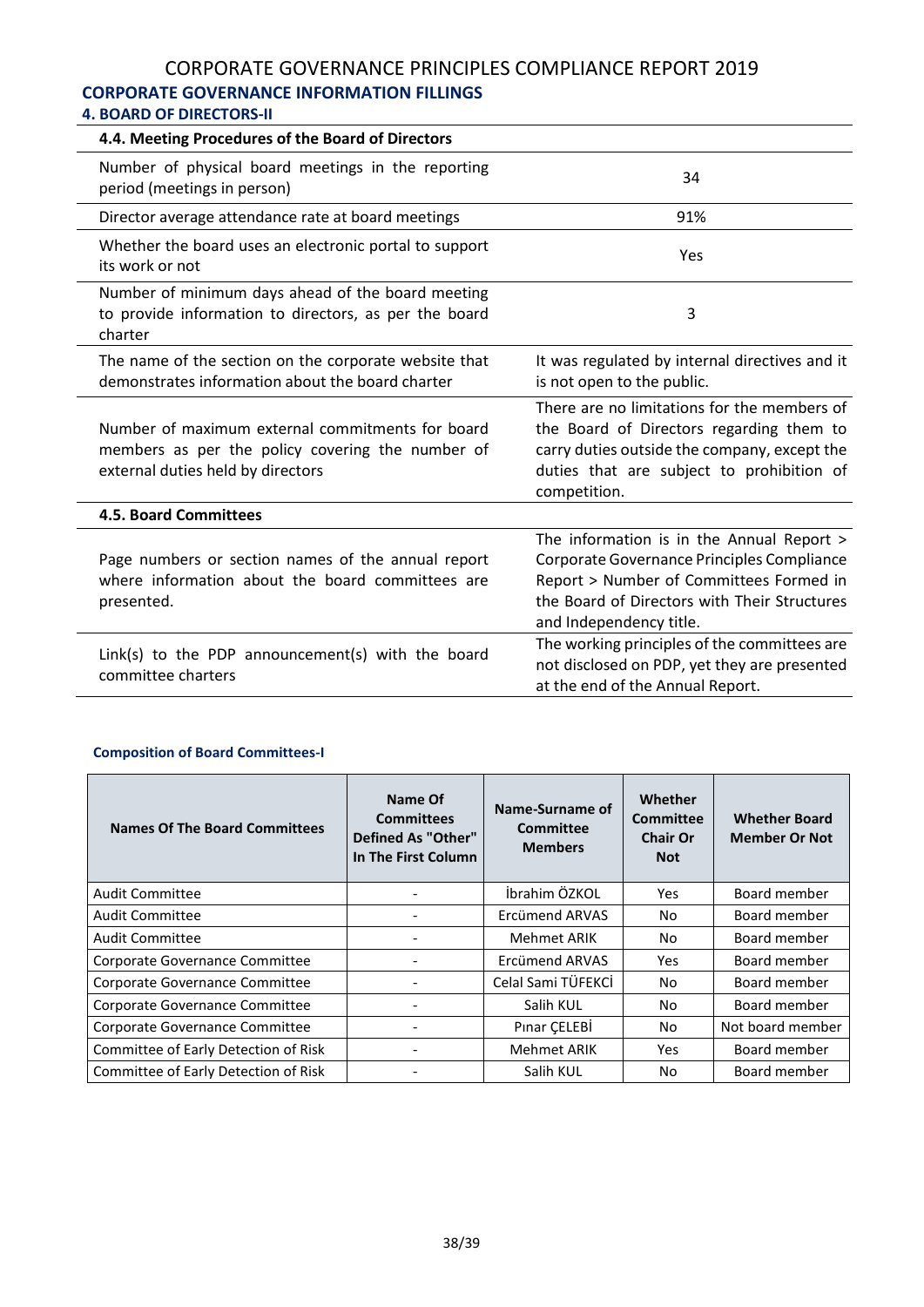# CORPORATE GOVERNANCE PRINCIPLES COMPLIANCE REPORT 2019

## CORPORATE GOVERNANCE INFORMATION FILLINGS

### 4. BOARD OF DIRECTORS-II

| 4.4. Meeting Procedures of the Board of Directors | |
|---|---|
| Number of physical board meetings in the reporting period (meetings in person) | 34 |
| Director average attendance rate at board meetings | 91% |
| Whether the board uses an electronic portal to support its work or not | Yes |
| Number of minimum days ahead of the board meeting to provide information to directors, as per the board charter | 3 |
| The name of the section on the corporate website that demonstrates information about the board charter | It was regulated by internal directives and it is not open to the public. |
| Number of maximum external commitments for board members as per the policy covering the number of external duties held by directors | There are no limitations for the members of the Board of Directors regarding them to carry duties outside the company, except the duties that are subject to prohibition of competition. |
| **4.5. Board Committees** | |
| Page numbers or section names of the annual report where information about the board committees are presented. | The information is in the Annual Report > Corporate Governance Principles Compliance Report > Number of Committees Formed in the Board of Directors with Their Structures and Independency title. |
| Link(s) to the PDP announcement(s) with the board committee charters | The working principles of the committees are not disclosed on PDP, yet they are presented at the end of the Annual Report. |

#### Composition of Board Committees-I

| Names Of The Board Committees | Name Of Committees Defined As "Other" In The First Column | Name-Surname of Committee Members | Whether Committee Chair Or Not | Whether Board Member Or Not |
|---|---|---|---|---|
| Audit Committee | - | İbrahim ÖZKOL | Yes | Board member |
| Audit Committee | - | Ercümend ARVAS | No | Board member |
| Audit Committee | - | Mehmet ARIK | No | Board member |
| Corporate Governance Committee | - | Ercümend ARVAS | Yes | Board member |
| Corporate Governance Committee | - | Celal Sami TÜFEKCİ | No | Board member |
| Corporate Governance Committee | - | Salih KUL | No | Board member |
| Corporate Governance Committee | - | Pınar ÇELEBİ | No | Not board member |
| Committee of Early Detection of Risk | - | Mehmet ARIK | Yes | Board member |
| Committee of Early Detection of Risk | - | Salih KUL | No | Board member |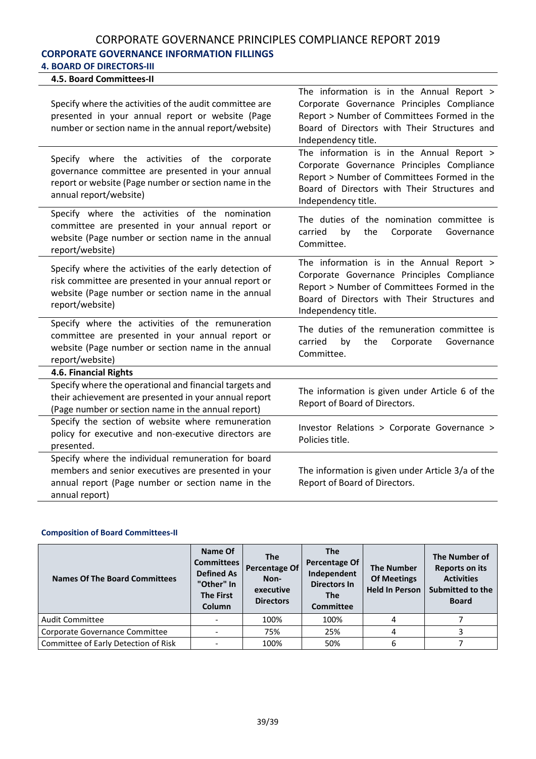# CORPORATE GOVERNANCE PRINCIPLES COMPLIANCE REPORT 2019

## CORPORATE GOVERNANCE INFORMATION FILLINGS

### 4. BOARD OF DIRECTORS-III

| 4.5. Board Committees-II | |
|---|---|
| Specify where the activities of the audit committee are presented in your annual report or website (Page number or section name in the annual report/website) | The information is in the Annual Report > Corporate Governance Principles Compliance Report > Number of Committees Formed in the Board of Directors with Their Structures and Independency title. |
| Specify where the activities of the corporate governance committee are presented in your annual report or website (Page number or section name in the annual report/website) | The information is in the Annual Report > Corporate Governance Principles Compliance Report > Number of Committees Formed in the Board of Directors with Their Structures and Independency title. |
| Specify where the activities of the nomination committee are presented in your annual report or website (Page number or section name in the annual report/website) | The duties of the nomination committee is carried by the Corporate Governance Committee. |
| Specify where the activities of the early detection of risk committee are presented in your annual report or website (Page number or section name in the annual report/website) | The information is in the Annual Report > Corporate Governance Principles Compliance Report > Number of Committees Formed in the Board of Directors with Their Structures and Independency title. |
| Specify where the activities of the remuneration committee are presented in your annual report or website (Page number or section name in the annual report/website) | The duties of the remuneration committee is carried by the Corporate Governance Committee. |
| **4.6. Financial Rights** | |
| Specify where the operational and financial targets and their achievement are presented in your annual report (Page number or section name in the annual report) | The information is given under Article 6 of the Report of Board of Directors. |
| Specify the section of website where remuneration policy for executive and non-executive directors are presented. | Investor Relations > Corporate Governance > Policies title. |
| Specify where the individual remuneration for board members and senior executives are presented in your annual report (Page number or section name in the annual report) | The information is given under Article 3/a of the Report of Board of Directors. |

#### Composition of Board Committees-II

| Names Of The Board Committees | Name Of Committees Defined As "Other" In The First Column | The Percentage Of Non-executive Directors | The Percentage Of Independent Directors In The Committee | The Number Of Meetings Held In Person | The Number of Reports on its Activities Submitted to the Board |
|---|---|---|---|---|---|
| Audit Committee | - | 100% | 100% | 4 | 7 |
| Corporate Governance Committee | - | 75% | 25% | 4 | 3 |
| Committee of Early Detection of Risk | - | 100% | 50% | 6 | 7 |